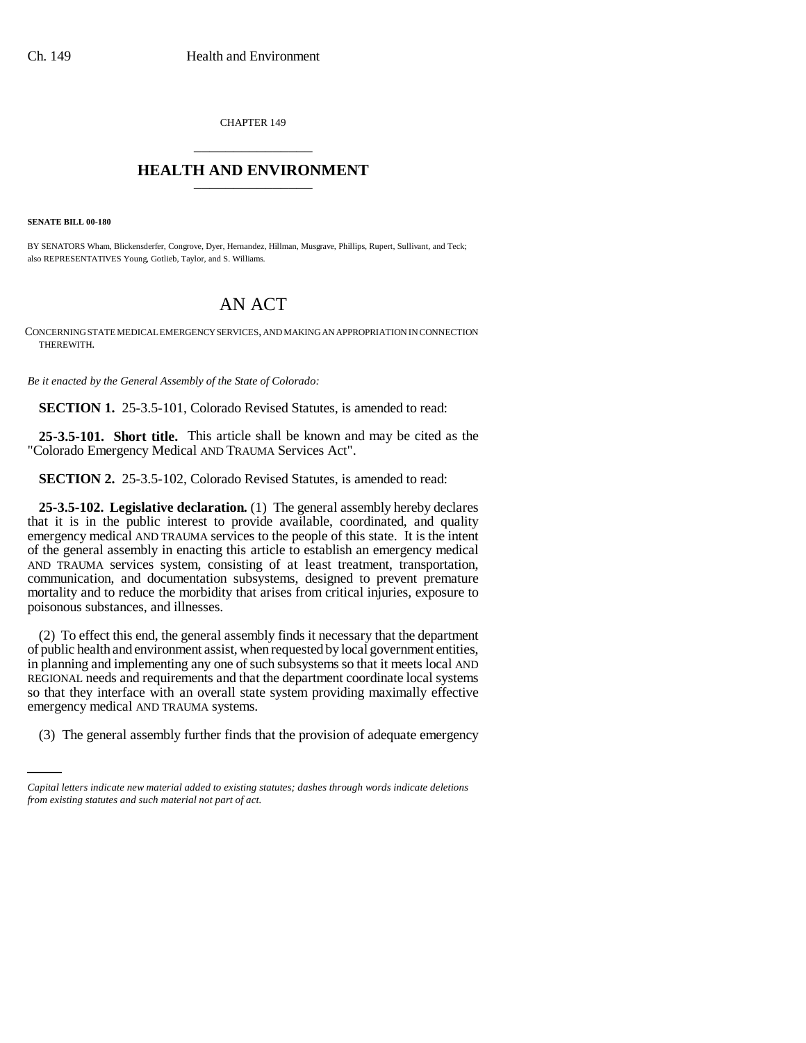CHAPTER 149

# HEALTH AND ENVIRONMENT

**SENATE BILL 00-180**

BY SENATORS Wham, Blickensderfer, Congrove, Dyer, Hernandez, Hillman, Musgrave, Phillips, Rupert, Sullivant, and Teck; also REPRESENTATIVES Young, Gotlieb, Taylor, and S. Williams.

# AN ACT

CONCERNING STATE MEDICAL EMERGENCY SERVICES, AND MAKING AN APPROPRIATION IN CONNECTION THEREWITH.

*Be it enacted by the General Assembly of the State of Colorado:*

**SECTION 1.** 25-3.5-101, Colorado Revised Statutes, is amended to read:

**25-3.5-101. Short title.** This article shall be known and may be cited as the "Colorado Emergency Medical AND TRAUMA Services Act".

**SECTION 2.** 25-3.5-102, Colorado Revised Statutes, is amended to read:

**25-3.5-102. Legislative declaration.** (1) The general assembly hereby declares that it is in the public interest to provide available, coordinated, and quality emergency medical AND TRAUMA services to the people of this state. It is the intent of the general assembly in enacting this article to establish an emergency medical AND TRAUMA services system, consisting of at least treatment, transportation, communication, and documentation subsystems, designed to prevent premature mortality and to reduce the morbidity that arises from critical injuries, exposure to poisonous substances, and illnesses.

(2) To effect this end, the general assembly finds it necessary that the department of public health and environment assist, when requested by local government entities, in planning and implementing any one of such subsystems so that it meets local AND REGIONAL needs and requirements and that the department coordinate local systems so that they interface with an overall state system providing maximally effective emergency medical AND TRAUMA systems.

(3) The general assembly further finds that the provision of adequate emergency

*Capital letters indicate new material added to existing statutes; dashes through words indicate deletions from existing statutes and such material not part of act.*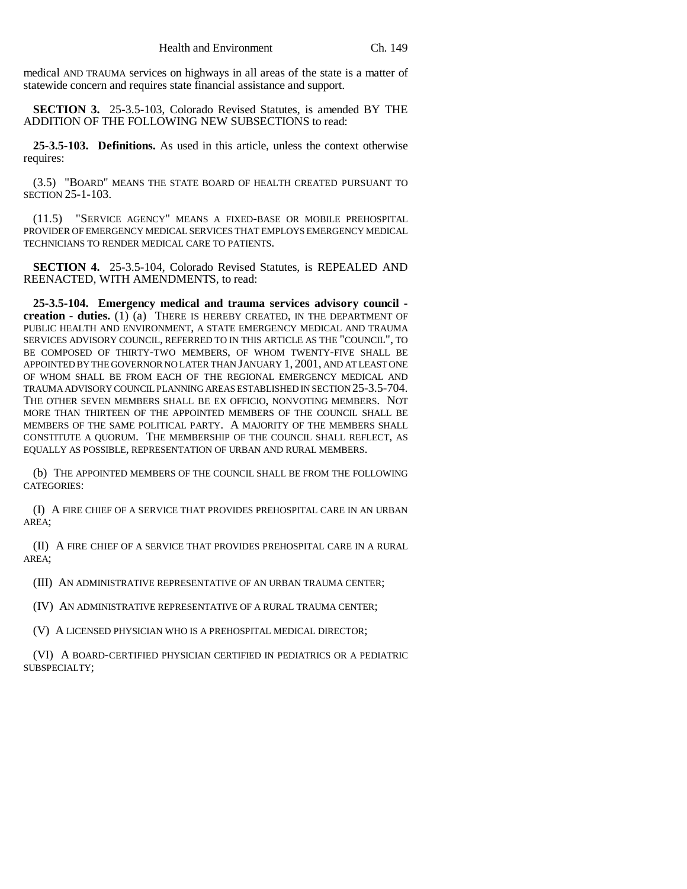medical AND TRAUMA services on highways in all areas of the state is a matter of statewide concern and requires state financial assistance and support.

**SECTION 3.** 25-3.5-103, Colorado Revised Statutes, is amended BY THE ADDITION OF THE FOLLOWING NEW SUBSECTIONS to read:

**25-3.5-103. Definitions.** As used in this article, unless the context otherwise requires:

(3.5) "BOARD" MEANS THE STATE BOARD OF HEALTH CREATED PURSUANT TO SECTION 25-1-103.

(11.5) "SERVICE AGENCY" MEANS A FIXED-BASE OR MOBILE PREHOSPITAL PROVIDER OF EMERGENCY MEDICAL SERVICES THAT EMPLOYS EMERGENCY MEDICAL TECHNICIANS TO RENDER MEDICAL CARE TO PATIENTS.

**SECTION 4.** 25-3.5-104, Colorado Revised Statutes, is REPEALED AND REENACTED, WITH AMENDMENTS, to read:

**25-3.5-104. Emergency medical and trauma services advisory council - creation - duties.** (1) (a) THERE IS HEREBY CREATED, IN THE DEPARTMENT OF PUBLIC HEALTH AND ENVIRONMENT, A STATE EMERGENCY MEDICAL AND TRAUMA SERVICES ADVISORY COUNCIL, REFERRED TO IN THIS ARTICLE AS THE "COUNCIL", TO BE COMPOSED OF THIRTY-TWO MEMBERS, OF WHOM TWENTY-FIVE SHALL BE APPOINTED BY THE GOVERNOR NO LATER THAN JANUARY 1, 2001, AND AT LEAST ONE OF WHOM SHALL BE FROM EACH OF THE REGIONAL EMERGENCY MEDICAL AND TRAUMA ADVISORY COUNCIL PLANNING AREAS ESTABLISHED IN SECTION 25-3.5-704. THE OTHER SEVEN MEMBERS SHALL BE EX OFFICIO, NONVOTING MEMBERS. NOT MORE THAN THIRTEEN OF THE APPOINTED MEMBERS OF THE COUNCIL SHALL BE MEMBERS OF THE SAME POLITICAL PARTY. A MAJORITY OF THE MEMBERS SHALL CONSTITUTE A QUORUM. THE MEMBERSHIP OF THE COUNCIL SHALL REFLECT, AS EQUALLY AS POSSIBLE, REPRESENTATION OF URBAN AND RURAL MEMBERS.

(b) THE APPOINTED MEMBERS OF THE COUNCIL SHALL BE FROM THE FOLLOWING CATEGORIES:

(I) A FIRE CHIEF OF A SERVICE THAT PROVIDES PREHOSPITAL CARE IN AN URBAN AREA;

(II) A FIRE CHIEF OF A SERVICE THAT PROVIDES PREHOSPITAL CARE IN A RURAL AREA;

(III) AN ADMINISTRATIVE REPRESENTATIVE OF AN URBAN TRAUMA CENTER;

(IV) AN ADMINISTRATIVE REPRESENTATIVE OF A RURAL TRAUMA CENTER;

(V) A LICENSED PHYSICIAN WHO IS A PREHOSPITAL MEDICAL DIRECTOR;

(VI) A BOARD-CERTIFIED PHYSICIAN CERTIFIED IN PEDIATRICS OR A PEDIATRIC SUBSPECIALTY;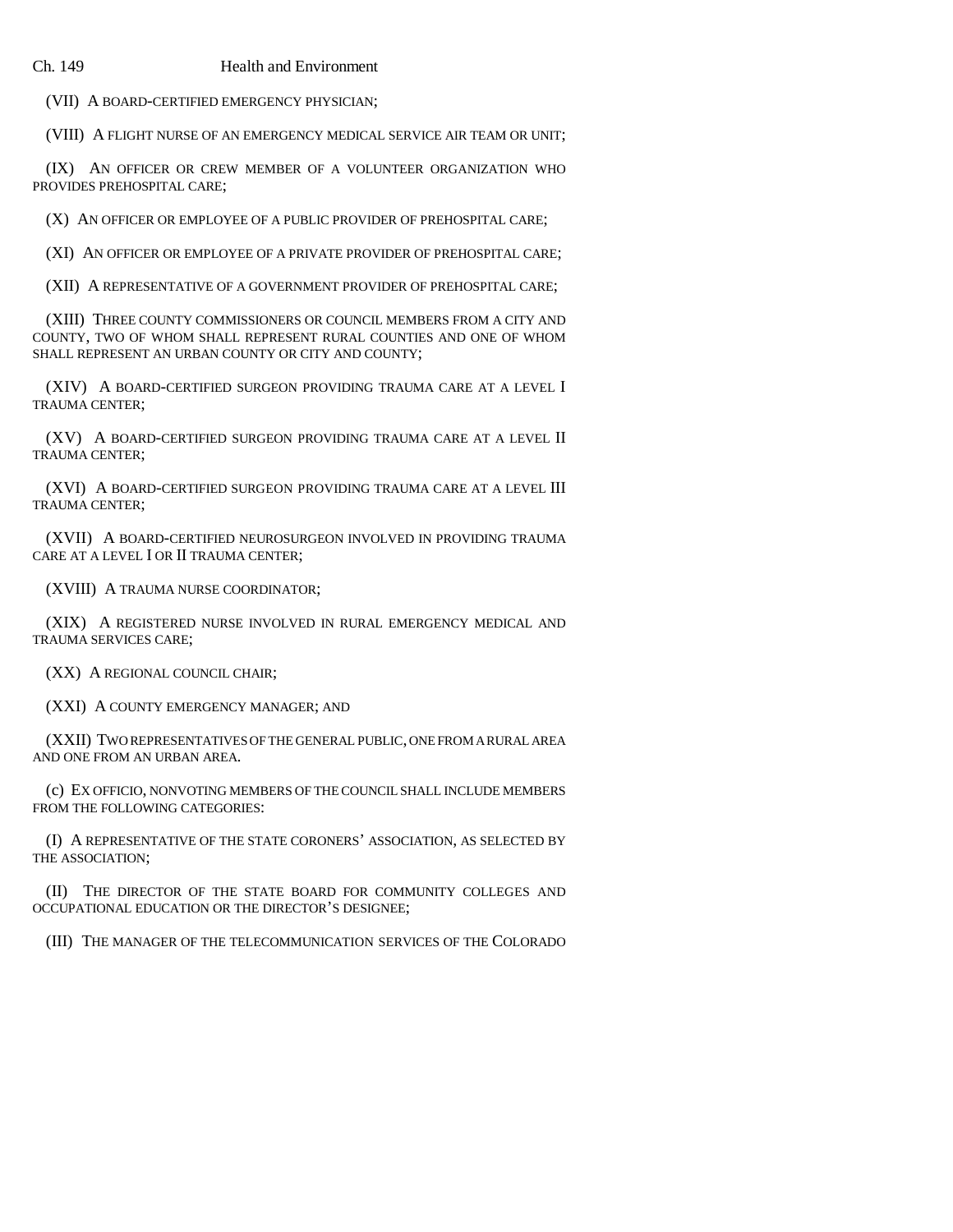(VII) A BOARD-CERTIFIED EMERGENCY PHYSICIAN;

(VIII) A FLIGHT NURSE OF AN EMERGENCY MEDICAL SERVICE AIR TEAM OR UNIT;

(IX) AN OFFICER OR CREW MEMBER OF A VOLUNTEER ORGANIZATION WHO PROVIDES PREHOSPITAL CARE;

(X) AN OFFICER OR EMPLOYEE OF A PUBLIC PROVIDER OF PREHOSPITAL CARE;

(XI) AN OFFICER OR EMPLOYEE OF A PRIVATE PROVIDER OF PREHOSPITAL CARE;

(XII) A REPRESENTATIVE OF A GOVERNMENT PROVIDER OF PREHOSPITAL CARE;

(XIII) THREE COUNTY COMMISSIONERS OR COUNCIL MEMBERS FROM A CITY AND COUNTY, TWO OF WHOM SHALL REPRESENT RURAL COUNTIES AND ONE OF WHOM SHALL REPRESENT AN URBAN COUNTY OR CITY AND COUNTY;

(XIV) A BOARD-CERTIFIED SURGEON PROVIDING TRAUMA CARE AT A LEVEL I TRAUMA CENTER;

(XV) A BOARD-CERTIFIED SURGEON PROVIDING TRAUMA CARE AT A LEVEL II TRAUMA CENTER;

(XVI) A BOARD-CERTIFIED SURGEON PROVIDING TRAUMA CARE AT A LEVEL III TRAUMA CENTER;

(XVII) A BOARD-CERTIFIED NEUROSURGEON INVOLVED IN PROVIDING TRAUMA CARE AT A LEVEL I OR II TRAUMA CENTER;

(XVIII) A TRAUMA NURSE COORDINATOR;

(XIX) A REGISTERED NURSE INVOLVED IN RURAL EMERGENCY MEDICAL AND TRAUMA SERVICES CARE;

(XX) A REGIONAL COUNCIL CHAIR;

(XXI) A COUNTY EMERGENCY MANAGER; AND

(XXII) TWO REPRESENTATIVES OF THE GENERAL PUBLIC, ONE FROM A RURAL AREA AND ONE FROM AN URBAN AREA.

(c) EX OFFICIO, NONVOTING MEMBERS OF THE COUNCIL SHALL INCLUDE MEMBERS FROM THE FOLLOWING CATEGORIES:

(I) A REPRESENTATIVE OF THE STATE CORONERS' ASSOCIATION, AS SELECTED BY THE ASSOCIATION;

(II) THE DIRECTOR OF THE STATE BOARD FOR COMMUNITY COLLEGES AND OCCUPATIONAL EDUCATION OR THE DIRECTOR'S DESIGNEE;

(III) THE MANAGER OF THE TELECOMMUNICATION SERVICES OF THE COLORADO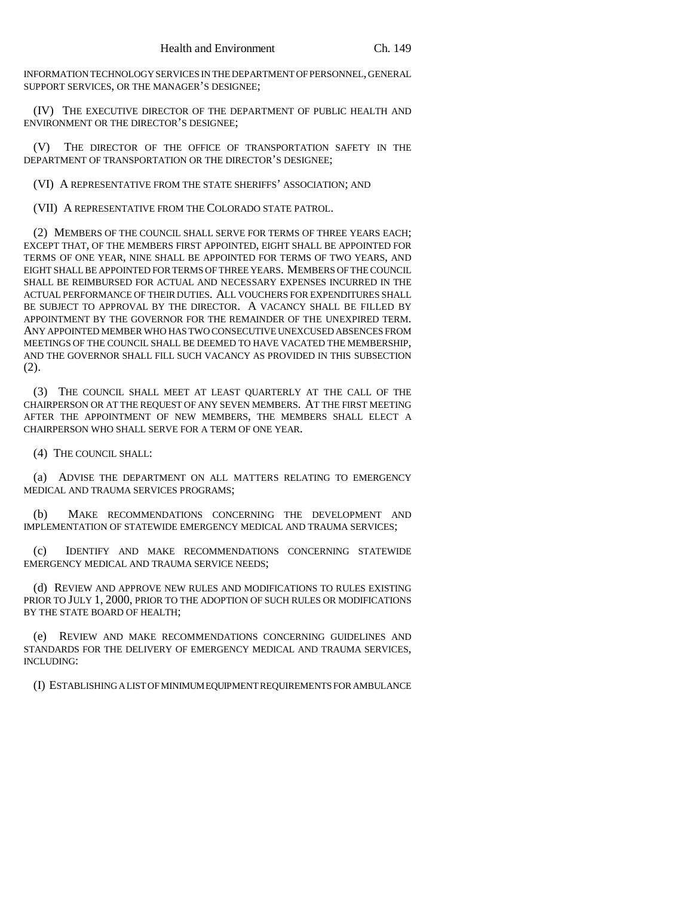INFORMATION TECHNOLOGY SERVICES IN THE DEPARTMENT OF PERSONNEL, GENERAL SUPPORT SERVICES, OR THE MANAGER'S DESIGNEE;

(IV) THE EXECUTIVE DIRECTOR OF THE DEPARTMENT OF PUBLIC HEALTH AND ENVIRONMENT OR THE DIRECTOR'S DESIGNEE;

(V) THE DIRECTOR OF THE OFFICE OF TRANSPORTATION SAFETY IN THE DEPARTMENT OF TRANSPORTATION OR THE DIRECTOR'S DESIGNEE;

(VI) A REPRESENTATIVE FROM THE STATE SHERIFFS' ASSOCIATION; AND

(VII) A REPRESENTATIVE FROM THE COLORADO STATE PATROL.

(2) MEMBERS OF THE COUNCIL SHALL SERVE FOR TERMS OF THREE YEARS EACH; EXCEPT THAT, OF THE MEMBERS FIRST APPOINTED, EIGHT SHALL BE APPOINTED FOR TERMS OF ONE YEAR, NINE SHALL BE APPOINTED FOR TERMS OF TWO YEARS, AND EIGHT SHALL BE APPOINTED FOR TERMS OF THREE YEARS. MEMBERS OF THE COUNCIL SHALL BE REIMBURSED FOR ACTUAL AND NECESSARY EXPENSES INCURRED IN THE ACTUAL PERFORMANCE OF THEIR DUTIES. ALL VOUCHERS FOR EXPENDITURES SHALL BE SUBJECT TO APPROVAL BY THE DIRECTOR. A VACANCY SHALL BE FILLED BY APPOINTMENT BY THE GOVERNOR FOR THE REMAINDER OF THE UNEXPIRED TERM. ANY APPOINTED MEMBER WHO HAS TWO CONSECUTIVE UNEXCUSED ABSENCES FROM MEETINGS OF THE COUNCIL SHALL BE DEEMED TO HAVE VACATED THE MEMBERSHIP, AND THE GOVERNOR SHALL FILL SUCH VACANCY AS PROVIDED IN THIS SUBSECTION (2).

(3) THE COUNCIL SHALL MEET AT LEAST QUARTERLY AT THE CALL OF THE CHAIRPERSON OR AT THE REQUEST OF ANY SEVEN MEMBERS. AT THE FIRST MEETING AFTER THE APPOINTMENT OF NEW MEMBERS, THE MEMBERS SHALL ELECT A CHAIRPERSON WHO SHALL SERVE FOR A TERM OF ONE YEAR.

(4) THE COUNCIL SHALL:

(a) ADVISE THE DEPARTMENT ON ALL MATTERS RELATING TO EMERGENCY MEDICAL AND TRAUMA SERVICES PROGRAMS;

(b) MAKE RECOMMENDATIONS CONCERNING THE DEVELOPMENT AND IMPLEMENTATION OF STATEWIDE EMERGENCY MEDICAL AND TRAUMA SERVICES;

(c) IDENTIFY AND MAKE RECOMMENDATIONS CONCERNING STATEWIDE EMERGENCY MEDICAL AND TRAUMA SERVICE NEEDS;

(d) REVIEW AND APPROVE NEW RULES AND MODIFICATIONS TO RULES EXISTING PRIOR TO JULY 1, 2000, PRIOR TO THE ADOPTION OF SUCH RULES OR MODIFICATIONS BY THE STATE BOARD OF HEALTH;

(e) REVIEW AND MAKE RECOMMENDATIONS CONCERNING GUIDELINES AND STANDARDS FOR THE DELIVERY OF EMERGENCY MEDICAL AND TRAUMA SERVICES, INCLUDING:

(I) ESTABLISHING A LIST OF MINIMUM EQUIPMENT REQUIREMENTS FOR AMBULANCE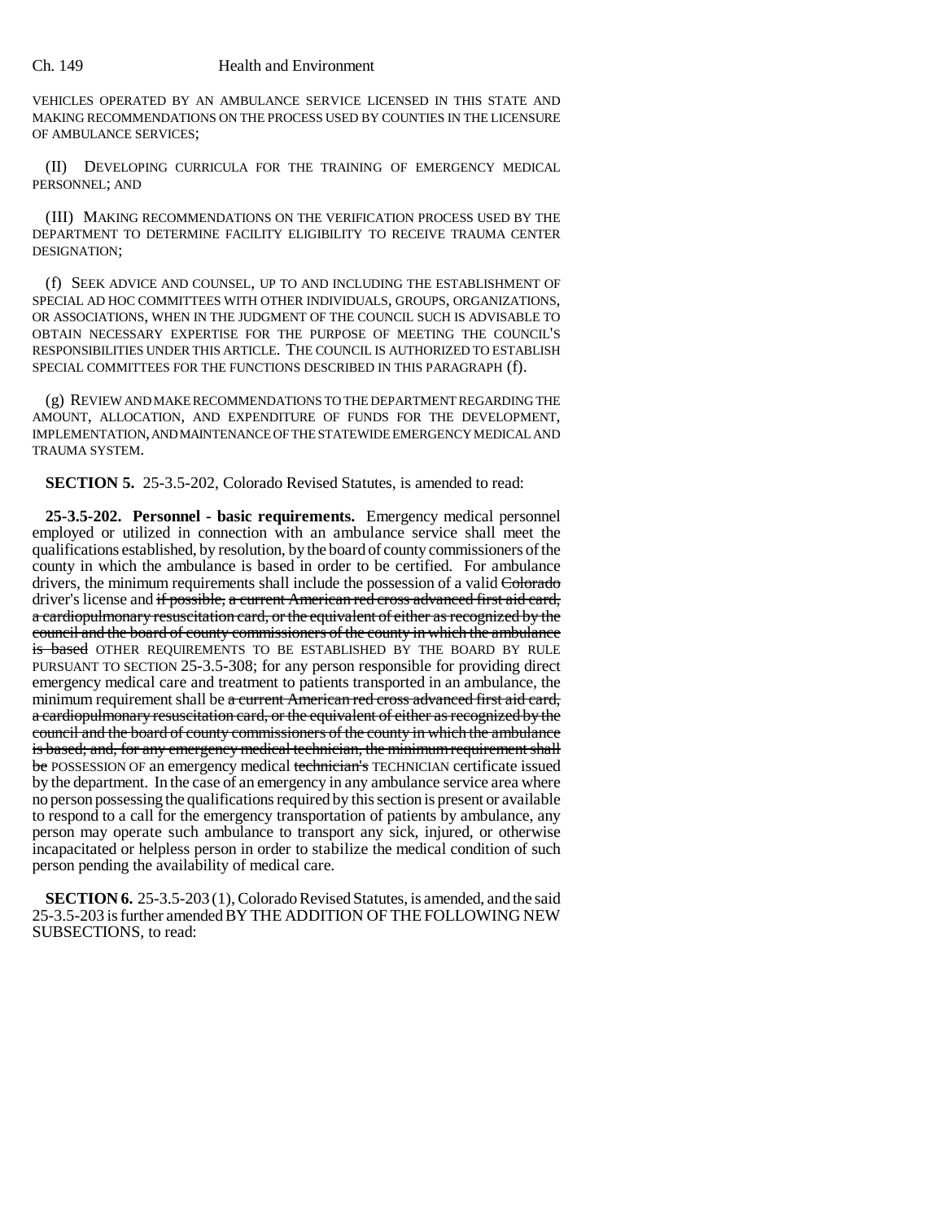VEHICLES OPERATED BY AN AMBULANCE SERVICE LICENSED IN THIS STATE AND MAKING RECOMMENDATIONS ON THE PROCESS USED BY COUNTIES IN THE LICENSURE OF AMBULANCE SERVICES;

(II) DEVELOPING CURRICULA FOR THE TRAINING OF EMERGENCY MEDICAL PERSONNEL; AND

(III) MAKING RECOMMENDATIONS ON THE VERIFICATION PROCESS USED BY THE DEPARTMENT TO DETERMINE FACILITY ELIGIBILITY TO RECEIVE TRAUMA CENTER DESIGNATION;

(f) SEEK ADVICE AND COUNSEL, UP TO AND INCLUDING THE ESTABLISHMENT OF SPECIAL AD HOC COMMITTEES WITH OTHER INDIVIDUALS, GROUPS, ORGANIZATIONS, OR ASSOCIATIONS, WHEN IN THE JUDGMENT OF THE COUNCIL SUCH IS ADVISABLE TO OBTAIN NECESSARY EXPERTISE FOR THE PURPOSE OF MEETING THE COUNCIL'S RESPONSIBILITIES UNDER THIS ARTICLE. THE COUNCIL IS AUTHORIZED TO ESTABLISH SPECIAL COMMITTEES FOR THE FUNCTIONS DESCRIBED IN THIS PARAGRAPH (f).

(g) REVIEW AND MAKE RECOMMENDATIONS TO THE DEPARTMENT REGARDING THE AMOUNT, ALLOCATION, AND EXPENDITURE OF FUNDS FOR THE DEVELOPMENT, IMPLEMENTATION, AND MAINTENANCE OF THE STATEWIDE EMERGENCY MEDICAL AND TRAUMA SYSTEM.

**SECTION 5.** 25-3.5-202, Colorado Revised Statutes, is amended to read:

**25-3.5-202. Personnel - basic requirements.** Emergency medical personnel employed or utilized in connection with an ambulance service shall meet the qualifications established, by resolution, by the board of county commissioners of the county in which the ambulance is based in order to be certified. For ambulance drivers, the minimum requirements shall include the possession of a valid ~~Colorado~~ driver's license and ~~if possible, a current American red cross advanced first aid card, a cardiopulmonary resuscitation card, or the equivalent of either as recognized by the council and the board of county commissioners of the county in which the ambulance is based~~ OTHER REQUIREMENTS TO BE ESTABLISHED BY THE BOARD BY RULE PURSUANT TO SECTION 25-3.5-308; for any person responsible for providing direct emergency medical care and treatment to patients transported in an ambulance, the minimum requirement shall be ~~a current American red cross advanced first aid card, a cardiopulmonary resuscitation card, or the equivalent of either as recognized by the council and the board of county commissioners of the county in which the ambulance is based; and, for any emergency medical technician, the minimum requirement shall be~~ POSSESSION OF an emergency medical ~~technician's~~ TECHNICIAN certificate issued by the department. In the case of an emergency in any ambulance service area where no person possessing the qualifications required by this section is present or available to respond to a call for the emergency transportation of patients by ambulance, any person may operate such ambulance to transport any sick, injured, or otherwise incapacitated or helpless person in order to stabilize the medical condition of such person pending the availability of medical care.

**SECTION 6.** 25-3.5-203 (1), Colorado Revised Statutes, is amended, and the said 25-3.5-203 is further amended BY THE ADDITION OF THE FOLLOWING NEW SUBSECTIONS, to read: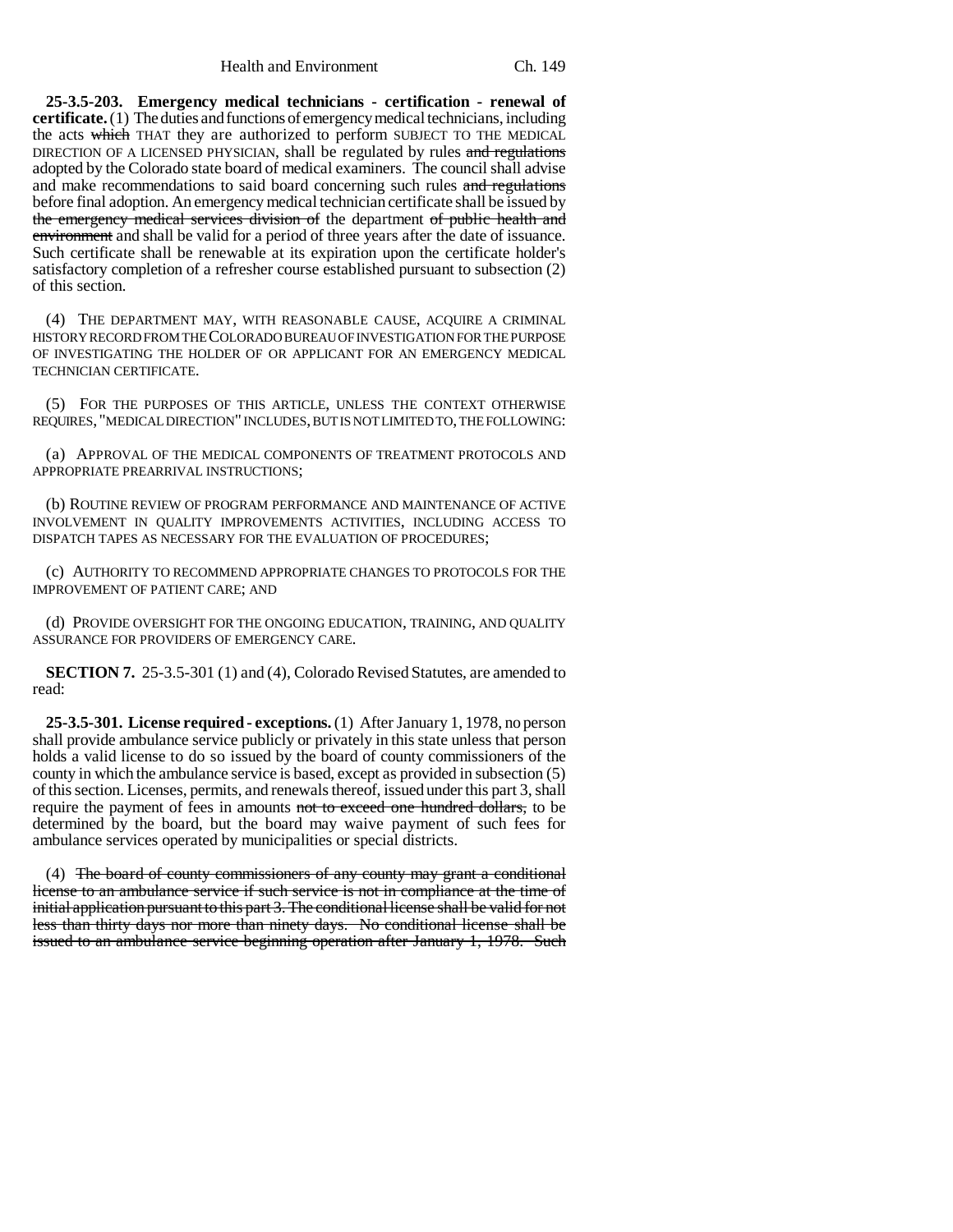**25-3.5-203. Emergency medical technicians - certification - renewal of certificate.** (1) The duties and functions of emergency medical technicians, including the acts ~~which~~ THAT they are authorized to perform SUBJECT TO THE MEDICAL DIRECTION OF A LICENSED PHYSICIAN, shall be regulated by rules ~~and regulations~~ adopted by the Colorado state board of medical examiners. The council shall advise and make recommendations to said board concerning such rules ~~and regulations~~ before final adoption. An emergency medical technician certificate shall be issued by ~~the emergency medical services division of~~ the department ~~of public health and environment~~ and shall be valid for a period of three years after the date of issuance. Such certificate shall be renewable at its expiration upon the certificate holder's satisfactory completion of a refresher course established pursuant to subsection (2) of this section.

(4) THE DEPARTMENT MAY, WITH REASONABLE CAUSE, ACQUIRE A CRIMINAL HISTORY RECORD FROM THE COLORADO BUREAU OF INVESTIGATION FOR THE PURPOSE OF INVESTIGATING THE HOLDER OF OR APPLICANT FOR AN EMERGENCY MEDICAL TECHNICIAN CERTIFICATE.

(5) FOR THE PURPOSES OF THIS ARTICLE, UNLESS THE CONTEXT OTHERWISE REQUIRES, "MEDICAL DIRECTION" INCLUDES, BUT IS NOT LIMITED TO, THE FOLLOWING:

(a) APPROVAL OF THE MEDICAL COMPONENTS OF TREATMENT PROTOCOLS AND APPROPRIATE PREARRIVAL INSTRUCTIONS;

(b) ROUTINE REVIEW OF PROGRAM PERFORMANCE AND MAINTENANCE OF ACTIVE INVOLVEMENT IN QUALITY IMPROVEMENTS ACTIVITIES, INCLUDING ACCESS TO DISPATCH TAPES AS NECESSARY FOR THE EVALUATION OF PROCEDURES;

(c) AUTHORITY TO RECOMMEND APPROPRIATE CHANGES TO PROTOCOLS FOR THE IMPROVEMENT OF PATIENT CARE; AND

(d) PROVIDE OVERSIGHT FOR THE ONGOING EDUCATION, TRAINING, AND QUALITY ASSURANCE FOR PROVIDERS OF EMERGENCY CARE.

**SECTION 7.** 25-3.5-301 (1) and (4), Colorado Revised Statutes, are amended to read:

**25-3.5-301. License required - exceptions.** (1) After January 1, 1978, no person shall provide ambulance service publicly or privately in this state unless that person holds a valid license to do so issued by the board of county commissioners of the county in which the ambulance service is based, except as provided in subsection (5) of this section. Licenses, permits, and renewals thereof, issued under this part 3, shall require the payment of fees in amounts ~~not to exceed one hundred dollars,~~ to be determined by the board, but the board may waive payment of such fees for ambulance services operated by municipalities or special districts.

(4) ~~The board of county commissioners of any county may grant a conditional license to an ambulance service if such service is not in compliance at the time of initial application pursuant to this part 3. The conditional license shall be valid for not less than thirty days nor more than ninety days. No conditional license shall be issued to an ambulance service beginning operation after January 1, 1978. Such~~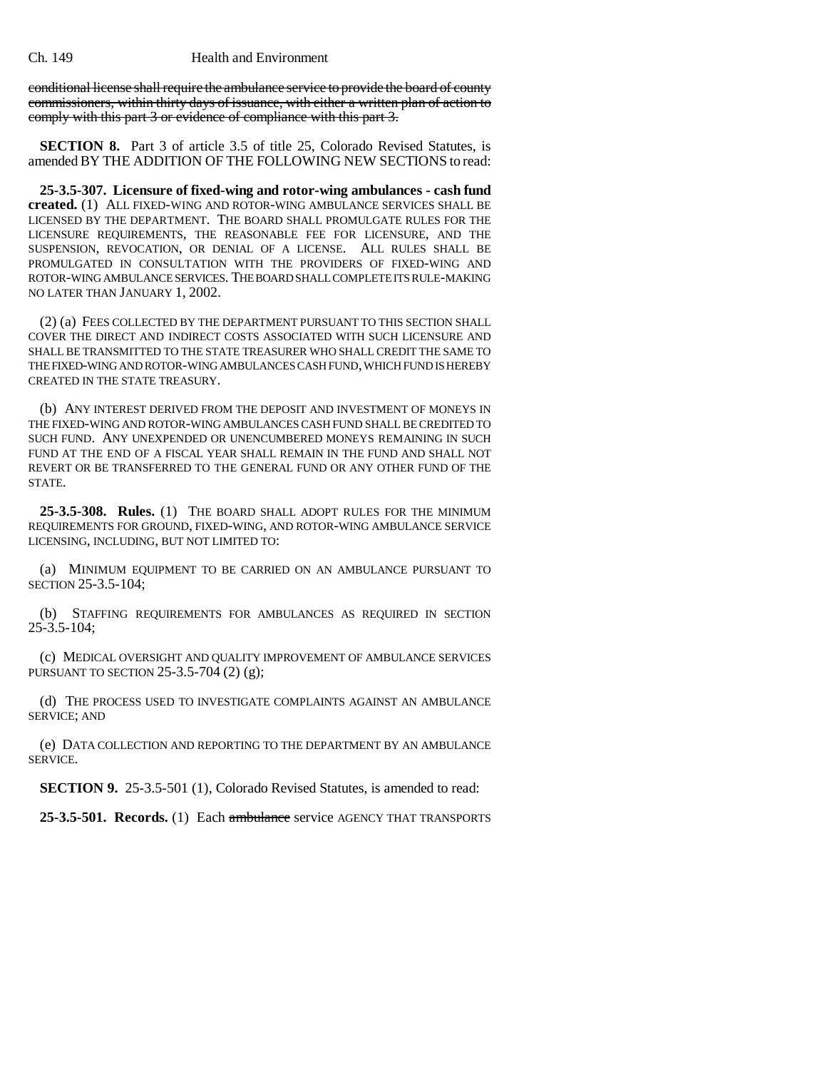~~conditional license shall require the ambulance service to provide the board of county commissioners, within thirty days of issuance, with either a written plan of action to comply with this part 3 or evidence of compliance with this part 3.~~

**SECTION 8.** Part 3 of article 3.5 of title 25, Colorado Revised Statutes, is amended BY THE ADDITION OF THE FOLLOWING NEW SECTIONS to read:

**25-3.5-307. Licensure of fixed-wing and rotor-wing ambulances - cash fund created.** (1) ALL FIXED-WING AND ROTOR-WING AMBULANCE SERVICES SHALL BE LICENSED BY THE DEPARTMENT. THE BOARD SHALL PROMULGATE RULES FOR THE LICENSURE REQUIREMENTS, THE REASONABLE FEE FOR LICENSURE, AND THE SUSPENSION, REVOCATION, OR DENIAL OF A LICENSE. ALL RULES SHALL BE PROMULGATED IN CONSULTATION WITH THE PROVIDERS OF FIXED-WING AND ROTOR-WING AMBULANCE SERVICES. THE BOARD SHALL COMPLETE ITS RULE-MAKING NO LATER THAN JANUARY 1, 2002.

(2) (a) FEES COLLECTED BY THE DEPARTMENT PURSUANT TO THIS SECTION SHALL COVER THE DIRECT AND INDIRECT COSTS ASSOCIATED WITH SUCH LICENSURE AND SHALL BE TRANSMITTED TO THE STATE TREASURER WHO SHALL CREDIT THE SAME TO THE FIXED-WING AND ROTOR-WING AMBULANCES CASH FUND, WHICH FUND IS HEREBY CREATED IN THE STATE TREASURY.

(b) ANY INTEREST DERIVED FROM THE DEPOSIT AND INVESTMENT OF MONEYS IN THE FIXED-WING AND ROTOR-WING AMBULANCES CASH FUND SHALL BE CREDITED TO SUCH FUND. ANY UNEXPENDED OR UNENCUMBERED MONEYS REMAINING IN SUCH FUND AT THE END OF A FISCAL YEAR SHALL REMAIN IN THE FUND AND SHALL NOT REVERT OR BE TRANSFERRED TO THE GENERAL FUND OR ANY OTHER FUND OF THE STATE.

**25-3.5-308. Rules.** (1) THE BOARD SHALL ADOPT RULES FOR THE MINIMUM REQUIREMENTS FOR GROUND, FIXED-WING, AND ROTOR-WING AMBULANCE SERVICE LICENSING, INCLUDING, BUT NOT LIMITED TO:

(a) MINIMUM EQUIPMENT TO BE CARRIED ON AN AMBULANCE PURSUANT TO SECTION 25-3.5-104;

(b) STAFFING REQUIREMENTS FOR AMBULANCES AS REQUIRED IN SECTION 25-3.5-104;

(c) MEDICAL OVERSIGHT AND QUALITY IMPROVEMENT OF AMBULANCE SERVICES PURSUANT TO SECTION 25-3.5-704 (2) (g);

(d) THE PROCESS USED TO INVESTIGATE COMPLAINTS AGAINST AN AMBULANCE SERVICE; AND

(e) DATA COLLECTION AND REPORTING TO THE DEPARTMENT BY AN AMBULANCE SERVICE.

**SECTION 9.** 25-3.5-501 (1), Colorado Revised Statutes, is amended to read:

**25-3.5-501. Records.** (1) Each ~~ambulance~~ service AGENCY THAT TRANSPORTS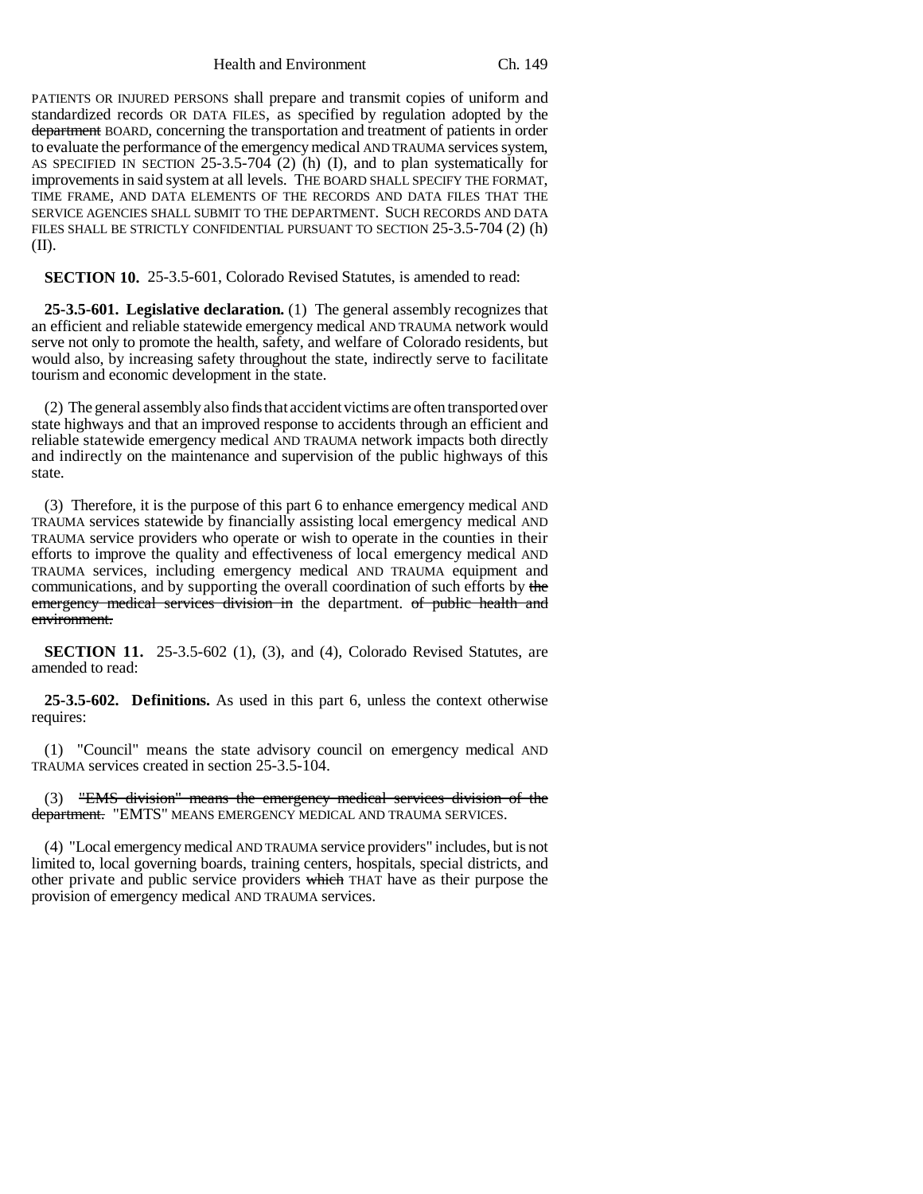PATIENTS OR INJURED PERSONS shall prepare and transmit copies of uniform and standardized records OR DATA FILES, as specified by regulation adopted by the ~~department~~ BOARD, concerning the transportation and treatment of patients in order to evaluate the performance of the emergency medical AND TRAUMA services system, AS SPECIFIED IN SECTION 25-3.5-704 (2) (h) (I), and to plan systematically for improvements in said system at all levels. THE BOARD SHALL SPECIFY THE FORMAT, TIME FRAME, AND DATA ELEMENTS OF THE RECORDS AND DATA FILES THAT THE SERVICE AGENCIES SHALL SUBMIT TO THE DEPARTMENT. SUCH RECORDS AND DATA FILES SHALL BE STRICTLY CONFIDENTIAL PURSUANT TO SECTION 25-3.5-704 (2) (h) (II).

**SECTION 10.** 25-3.5-601, Colorado Revised Statutes, is amended to read:

**25-3.5-601. Legislative declaration.** (1) The general assembly recognizes that an efficient and reliable statewide emergency medical AND TRAUMA network would serve not only to promote the health, safety, and welfare of Colorado residents, but would also, by increasing safety throughout the state, indirectly serve to facilitate tourism and economic development in the state.

(2) The general assembly also finds that accident victims are often transported over state highways and that an improved response to accidents through an efficient and reliable statewide emergency medical AND TRAUMA network impacts both directly and indirectly on the maintenance and supervision of the public highways of this state.

(3) Therefore, it is the purpose of this part 6 to enhance emergency medical AND TRAUMA services statewide by financially assisting local emergency medical AND TRAUMA service providers who operate or wish to operate in the counties in their efforts to improve the quality and effectiveness of local emergency medical AND TRAUMA services, including emergency medical AND TRAUMA equipment and communications, and by supporting the overall coordination of such efforts by ~~the emergency medical services division in~~ the department. ~~of public health and environment.~~

**SECTION 11.** 25-3.5-602 (1), (3), and (4), Colorado Revised Statutes, are amended to read:

**25-3.5-602. Definitions.** As used in this part 6, unless the context otherwise requires:

(1) "Council" means the state advisory council on emergency medical AND TRAUMA services created in section 25-3.5-104.

(3) ~~"EMS division" means the emergency medical services division of the department.~~ "EMTS" MEANS EMERGENCY MEDICAL AND TRAUMA SERVICES.

(4) "Local emergency medical AND TRAUMA service providers" includes, but is not limited to, local governing boards, training centers, hospitals, special districts, and other private and public service providers ~~which~~ THAT have as their purpose the provision of emergency medical AND TRAUMA services.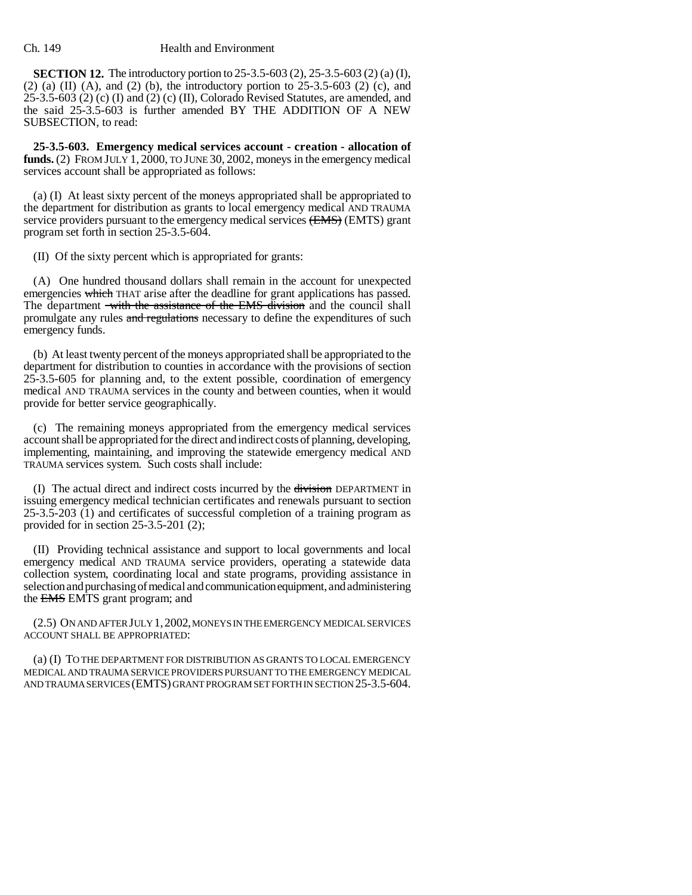**SECTION 12.** The introductory portion to 25-3.5-603 (2), 25-3.5-603 (2) (a) (I), (2) (a) (II) (A), and (2) (b), the introductory portion to 25-3.5-603 (2) (c), and 25-3.5-603 (2) (c) (I) and (2) (c) (II), Colorado Revised Statutes, are amended, and the said 25-3.5-603 is further amended BY THE ADDITION OF A NEW SUBSECTION, to read:

**25-3.5-603. Emergency medical services account - creation - allocation of funds.** (2) FROM JULY 1, 2000, TO JUNE 30, 2002, moneys in the emergency medical services account shall be appropriated as follows:

(a) (I) At least sixty percent of the moneys appropriated shall be appropriated to the department for distribution as grants to local emergency medical AND TRAUMA service providers pursuant to the emergency medical services ~~(EMS)~~ (EMTS) grant program set forth in section 25-3.5-604.

(II) Of the sixty percent which is appropriated for grants:

(A) One hundred thousand dollars shall remain in the account for unexpected emergencies ~~which~~ THAT arise after the deadline for grant applications has passed. The department ~~with the assistance of the EMS division~~ and the council shall promulgate any rules ~~and regulations~~ necessary to define the expenditures of such emergency funds.

(b) At least twenty percent of the moneys appropriated shall be appropriated to the department for distribution to counties in accordance with the provisions of section 25-3.5-605 for planning and, to the extent possible, coordination of emergency medical AND TRAUMA services in the county and between counties, when it would provide for better service geographically.

(c) The remaining moneys appropriated from the emergency medical services account shall be appropriated for the direct and indirect costs of planning, developing, implementing, maintaining, and improving the statewide emergency medical AND TRAUMA services system. Such costs shall include:

(I) The actual direct and indirect costs incurred by the ~~division~~ DEPARTMENT in issuing emergency medical technician certificates and renewals pursuant to section 25-3.5-203 (1) and certificates of successful completion of a training program as provided for in section 25-3.5-201 (2);

(II) Providing technical assistance and support to local governments and local emergency medical AND TRAUMA service providers, operating a statewide data collection system, coordinating local and state programs, providing assistance in selection and purchasing of medical and communication equipment, and administering the ~~EMS~~ EMTS grant program; and

(2.5) ON AND AFTER JULY 1, 2002, MONEYS IN THE EMERGENCY MEDICAL SERVICES ACCOUNT SHALL BE APPROPRIATED:

(a) (I) TO THE DEPARTMENT FOR DISTRIBUTION AS GRANTS TO LOCAL EMERGENCY MEDICAL AND TRAUMA SERVICE PROVIDERS PURSUANT TO THE EMERGENCY MEDICAL AND TRAUMA SERVICES (EMTS) GRANT PROGRAM SET FORTH IN SECTION 25-3.5-604.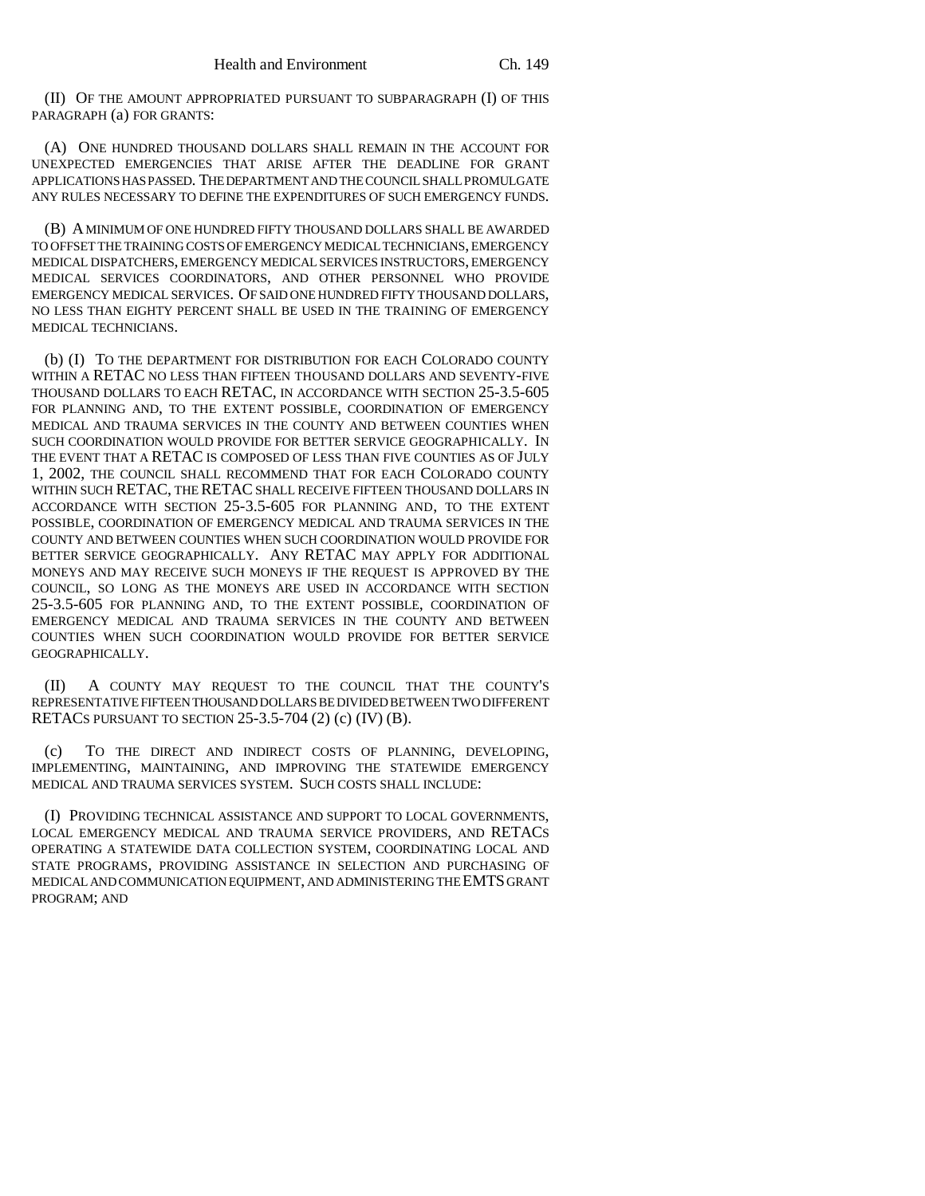(II) OF THE AMOUNT APPROPRIATED PURSUANT TO SUBPARAGRAPH (I) OF THIS PARAGRAPH (a) FOR GRANTS:

(A) ONE HUNDRED THOUSAND DOLLARS SHALL REMAIN IN THE ACCOUNT FOR UNEXPECTED EMERGENCIES THAT ARISE AFTER THE DEADLINE FOR GRANT APPLICATIONS HAS PASSED. THE DEPARTMENT AND THE COUNCIL SHALL PROMULGATE ANY RULES NECESSARY TO DEFINE THE EXPENDITURES OF SUCH EMERGENCY FUNDS.

(B) A MINIMUM OF ONE HUNDRED FIFTY THOUSAND DOLLARS SHALL BE AWARDED TO OFFSET THE TRAINING COSTS OF EMERGENCY MEDICAL TECHNICIANS, EMERGENCY MEDICAL DISPATCHERS, EMERGENCY MEDICAL SERVICES INSTRUCTORS, EMERGENCY MEDICAL SERVICES COORDINATORS, AND OTHER PERSONNEL WHO PROVIDE EMERGENCY MEDICAL SERVICES. OF SAID ONE HUNDRED FIFTY THOUSAND DOLLARS, NO LESS THAN EIGHTY PERCENT SHALL BE USED IN THE TRAINING OF EMERGENCY MEDICAL TECHNICIANS.

(b) (I) TO THE DEPARTMENT FOR DISTRIBUTION FOR EACH COLORADO COUNTY WITHIN A RETAC NO LESS THAN FIFTEEN THOUSAND DOLLARS AND SEVENTY-FIVE THOUSAND DOLLARS TO EACH RETAC, IN ACCORDANCE WITH SECTION 25-3.5-605 FOR PLANNING AND, TO THE EXTENT POSSIBLE, COORDINATION OF EMERGENCY MEDICAL AND TRAUMA SERVICES IN THE COUNTY AND BETWEEN COUNTIES WHEN SUCH COORDINATION WOULD PROVIDE FOR BETTER SERVICE GEOGRAPHICALLY. IN THE EVENT THAT A RETAC IS COMPOSED OF LESS THAN FIVE COUNTIES AS OF JULY 1, 2002, THE COUNCIL SHALL RECOMMEND THAT FOR EACH COLORADO COUNTY WITHIN SUCH RETAC, THE RETAC SHALL RECEIVE FIFTEEN THOUSAND DOLLARS IN ACCORDANCE WITH SECTION 25-3.5-605 FOR PLANNING AND, TO THE EXTENT POSSIBLE, COORDINATION OF EMERGENCY MEDICAL AND TRAUMA SERVICES IN THE COUNTY AND BETWEEN COUNTIES WHEN SUCH COORDINATION WOULD PROVIDE FOR BETTER SERVICE GEOGRAPHICALLY. ANY RETAC MAY APPLY FOR ADDITIONAL MONEYS AND MAY RECEIVE SUCH MONEYS IF THE REQUEST IS APPROVED BY THE COUNCIL, SO LONG AS THE MONEYS ARE USED IN ACCORDANCE WITH SECTION 25-3.5-605 FOR PLANNING AND, TO THE EXTENT POSSIBLE, COORDINATION OF EMERGENCY MEDICAL AND TRAUMA SERVICES IN THE COUNTY AND BETWEEN COUNTIES WHEN SUCH COORDINATION WOULD PROVIDE FOR BETTER SERVICE GEOGRAPHICALLY.

(II) A COUNTY MAY REQUEST TO THE COUNCIL THAT THE COUNTY'S REPRESENTATIVE FIFTEEN THOUSAND DOLLARS BE DIVIDED BETWEEN TWO DIFFERENT RETACS PURSUANT TO SECTION 25-3.5-704 (2) (c) (IV) (B).

(c) TO THE DIRECT AND INDIRECT COSTS OF PLANNING, DEVELOPING, IMPLEMENTING, MAINTAINING, AND IMPROVING THE STATEWIDE EMERGENCY MEDICAL AND TRAUMA SERVICES SYSTEM. SUCH COSTS SHALL INCLUDE:

(I) PROVIDING TECHNICAL ASSISTANCE AND SUPPORT TO LOCAL GOVERNMENTS, LOCAL EMERGENCY MEDICAL AND TRAUMA SERVICE PROVIDERS, AND RETACS OPERATING A STATEWIDE DATA COLLECTION SYSTEM, COORDINATING LOCAL AND STATE PROGRAMS, PROVIDING ASSISTANCE IN SELECTION AND PURCHASING OF MEDICAL AND COMMUNICATION EQUIPMENT, AND ADMINISTERING THE EMTS GRANT PROGRAM; AND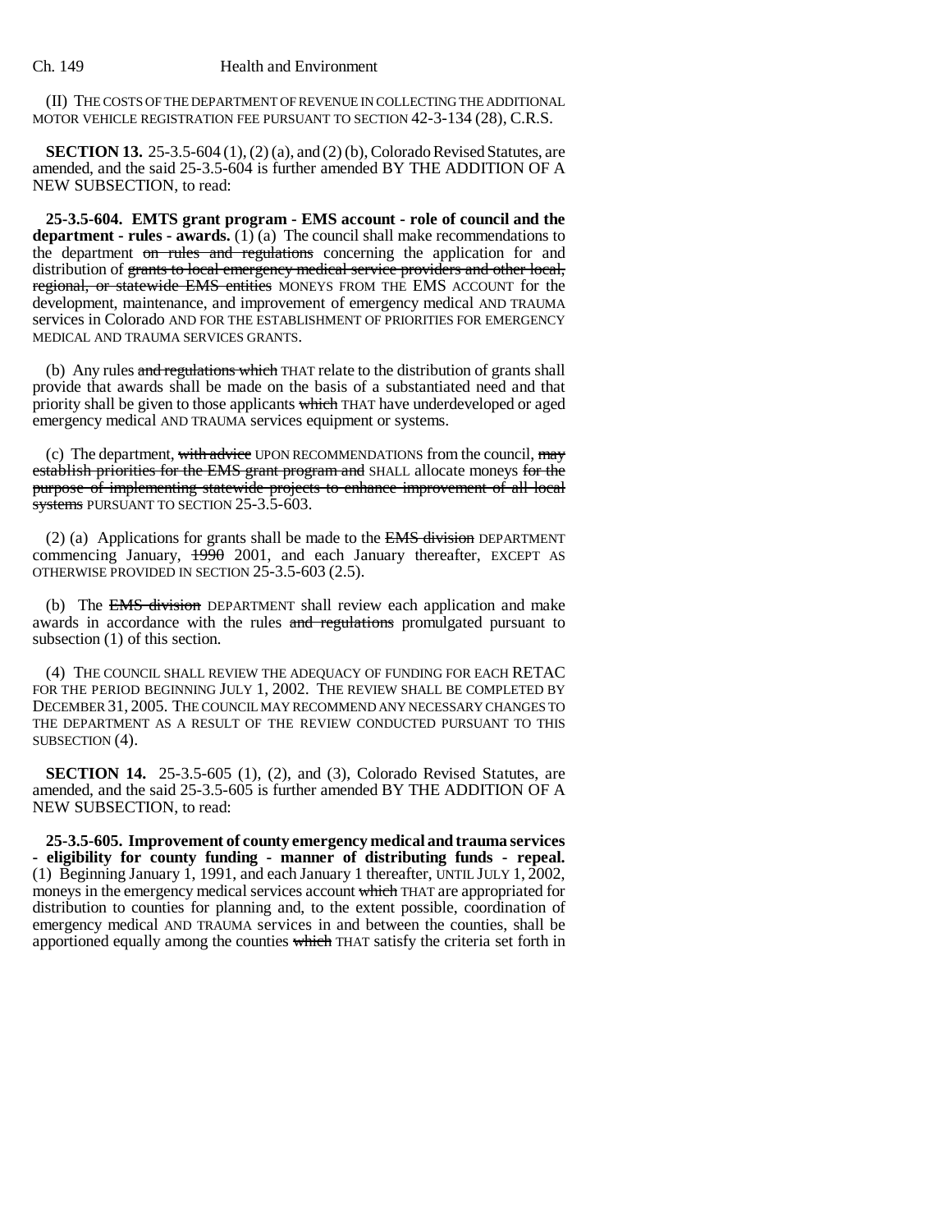(II) THE COSTS OF THE DEPARTMENT OF REVENUE IN COLLECTING THE ADDITIONAL MOTOR VEHICLE REGISTRATION FEE PURSUANT TO SECTION 42-3-134 (28), C.R.S.

**SECTION 13.** 25-3.5-604 (1), (2) (a), and (2) (b), Colorado Revised Statutes, are amended, and the said 25-3.5-604 is further amended BY THE ADDITION OF A NEW SUBSECTION, to read:

**25-3.5-604. EMTS grant program - EMS account - role of council and the department - rules - awards.** (1) (a) The council shall make recommendations to the department ~~on rules and regulations~~ concerning the application for and distribution of ~~grants to local emergency medical service providers and other local, regional, or statewide EMS entities~~ MONEYS FROM THE EMS ACCOUNT for the development, maintenance, and improvement of emergency medical AND TRAUMA services in Colorado AND FOR THE ESTABLISHMENT OF PRIORITIES FOR EMERGENCY MEDICAL AND TRAUMA SERVICES GRANTS.

(b) Any rules ~~and regulations which~~ THAT relate to the distribution of grants shall provide that awards shall be made on the basis of a substantiated need and that priority shall be given to those applicants ~~which~~ THAT have underdeveloped or aged emergency medical AND TRAUMA services equipment or systems.

(c) The department, ~~with advice~~ UPON RECOMMENDATIONS from the council, ~~may establish priorities for the EMS grant program and~~ SHALL allocate moneys ~~for the purpose of implementing statewide projects to enhance improvement of all local systems~~ PURSUANT TO SECTION 25-3.5-603.

(2) (a) Applications for grants shall be made to the ~~EMS division~~ DEPARTMENT commencing January, ~~1990~~ 2001, and each January thereafter, EXCEPT AS OTHERWISE PROVIDED IN SECTION 25-3.5-603 (2.5).

(b) The ~~EMS division~~ DEPARTMENT shall review each application and make awards in accordance with the rules ~~and regulations~~ promulgated pursuant to subsection (1) of this section.

(4) THE COUNCIL SHALL REVIEW THE ADEQUACY OF FUNDING FOR EACH RETAC FOR THE PERIOD BEGINNING JULY 1, 2002. THE REVIEW SHALL BE COMPLETED BY DECEMBER 31, 2005. THE COUNCIL MAY RECOMMEND ANY NECESSARY CHANGES TO THE DEPARTMENT AS A RESULT OF THE REVIEW CONDUCTED PURSUANT TO THIS SUBSECTION (4).

**SECTION 14.** 25-3.5-605 (1), (2), and (3), Colorado Revised Statutes, are amended, and the said 25-3.5-605 is further amended BY THE ADDITION OF A NEW SUBSECTION, to read:

**25-3.5-605. Improvement of county emergency medical and trauma services - eligibility for county funding - manner of distributing funds - repeal.** (1) Beginning January 1, 1991, and each January 1 thereafter, UNTIL JULY 1, 2002, moneys in the emergency medical services account ~~which~~ THAT are appropriated for distribution to counties for planning and, to the extent possible, coordination of emergency medical AND TRAUMA services in and between the counties, shall be apportioned equally among the counties ~~which~~ THAT satisfy the criteria set forth in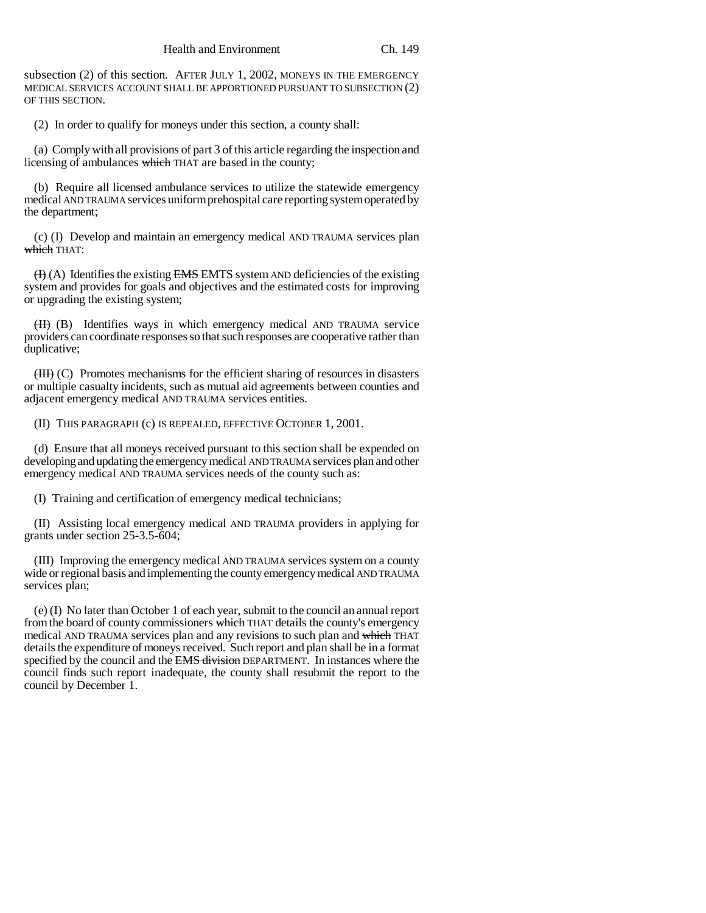subsection (2) of this section. AFTER JULY 1, 2002, MONEYS IN THE EMERGENCY MEDICAL SERVICES ACCOUNT SHALL BE APPORTIONED PURSUANT TO SUBSECTION (2) OF THIS SECTION.

(2) In order to qualify for moneys under this section, a county shall:

(a) Comply with all provisions of part 3 of this article regarding the inspection and licensing of ambulances ~~which~~ THAT are based in the county;

(b) Require all licensed ambulance services to utilize the statewide emergency medical AND TRAUMA services uniform prehospital care reporting system operated by the department;

(c) (I) Develop and maintain an emergency medical AND TRAUMA services plan ~~which~~ THAT:

~~(I)~~ (A) Identifies the existing ~~EMS~~ EMTS system AND deficiencies of the existing system and provides for goals and objectives and the estimated costs for improving or upgrading the existing system;

~~(II)~~ (B) Identifies ways in which emergency medical AND TRAUMA service providers can coordinate responses so that such responses are cooperative rather than duplicative;

~~(III)~~ (C) Promotes mechanisms for the efficient sharing of resources in disasters or multiple casualty incidents, such as mutual aid agreements between counties and adjacent emergency medical AND TRAUMA services entities.

(II) THIS PARAGRAPH (c) IS REPEALED, EFFECTIVE OCTOBER 1, 2001.

(d) Ensure that all moneys received pursuant to this section shall be expended on developing and updating the emergency medical AND TRAUMA services plan and other emergency medical AND TRAUMA services needs of the county such as:

(I) Training and certification of emergency medical technicians;

(II) Assisting local emergency medical AND TRAUMA providers in applying for grants under section 25-3.5-604;

(III) Improving the emergency medical AND TRAUMA services system on a county wide or regional basis and implementing the county emergency medical AND TRAUMA services plan;

(e) (I) No later than October 1 of each year, submit to the council an annual report from the board of county commissioners ~~which~~ THAT details the county's emergency medical AND TRAUMA services plan and any revisions to such plan and ~~which~~ THAT details the expenditure of moneys received. Such report and plan shall be in a format specified by the council and the ~~EMS division~~ DEPARTMENT. In instances where the council finds such report inadequate, the county shall resubmit the report to the council by December 1.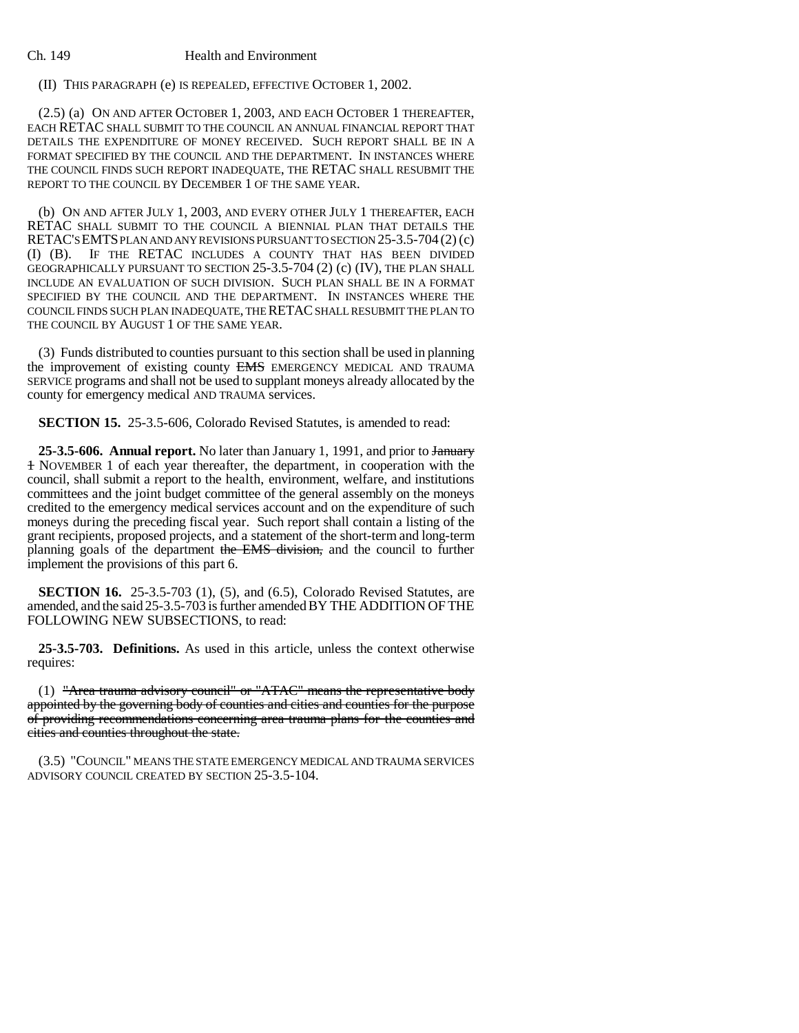(II) THIS PARAGRAPH (e) IS REPEALED, EFFECTIVE OCTOBER 1, 2002.

(2.5) (a) ON AND AFTER OCTOBER 1, 2003, AND EACH OCTOBER 1 THEREAFTER, EACH RETAC SHALL SUBMIT TO THE COUNCIL AN ANNUAL FINANCIAL REPORT THAT DETAILS THE EXPENDITURE OF MONEY RECEIVED. SUCH REPORT SHALL BE IN A FORMAT SPECIFIED BY THE COUNCIL AND THE DEPARTMENT. IN INSTANCES WHERE THE COUNCIL FINDS SUCH REPORT INADEQUATE, THE RETAC SHALL RESUBMIT THE REPORT TO THE COUNCIL BY DECEMBER 1 OF THE SAME YEAR.

(b) ON AND AFTER JULY 1, 2003, AND EVERY OTHER JULY 1 THEREAFTER, EACH RETAC SHALL SUBMIT TO THE COUNCIL A BIENNIAL PLAN THAT DETAILS THE RETAC'S EMTS PLAN AND ANY REVISIONS PURSUANT TO SECTION 25-3.5-704 (2) (c) (I) (B). IF THE RETAC INCLUDES A COUNTY THAT HAS BEEN DIVIDED GEOGRAPHICALLY PURSUANT TO SECTION 25-3.5-704 (2) (c) (IV), THE PLAN SHALL INCLUDE AN EVALUATION OF SUCH DIVISION. SUCH PLAN SHALL BE IN A FORMAT SPECIFIED BY THE COUNCIL AND THE DEPARTMENT. IN INSTANCES WHERE THE COUNCIL FINDS SUCH PLAN INADEQUATE, THE RETAC SHALL RESUBMIT THE PLAN TO THE COUNCIL BY AUGUST 1 OF THE SAME YEAR.

(3) Funds distributed to counties pursuant to this section shall be used in planning the improvement of existing county ~~EMS~~ EMERGENCY MEDICAL AND TRAUMA SERVICE programs and shall not be used to supplant moneys already allocated by the county for emergency medical AND TRAUMA services.

**SECTION 15.** 25-3.5-606, Colorado Revised Statutes, is amended to read:

**25-3.5-606. Annual report.** No later than January 1, 1991, and prior to ~~January 1~~ NOVEMBER 1 of each year thereafter, the department, in cooperation with the council, shall submit a report to the health, environment, welfare, and institutions committees and the joint budget committee of the general assembly on the moneys credited to the emergency medical services account and on the expenditure of such moneys during the preceding fiscal year. Such report shall contain a listing of the grant recipients, proposed projects, and a statement of the short-term and long-term planning goals of the department ~~the EMS division,~~ and the council to further implement the provisions of this part 6.

**SECTION 16.** 25-3.5-703 (1), (5), and (6.5), Colorado Revised Statutes, are amended, and the said 25-3.5-703 is further amended BY THE ADDITION OF THE FOLLOWING NEW SUBSECTIONS, to read:

**25-3.5-703. Definitions.** As used in this article, unless the context otherwise requires:

(1) ~~"Area trauma advisory council" or "ATAC" means the representative body appointed by the governing body of counties and cities and counties for the purpose of providing recommendations concerning area trauma plans for the counties and cities and counties throughout the state.~~

(3.5) "COUNCIL" MEANS THE STATE EMERGENCY MEDICAL AND TRAUMA SERVICES ADVISORY COUNCIL CREATED BY SECTION 25-3.5-104.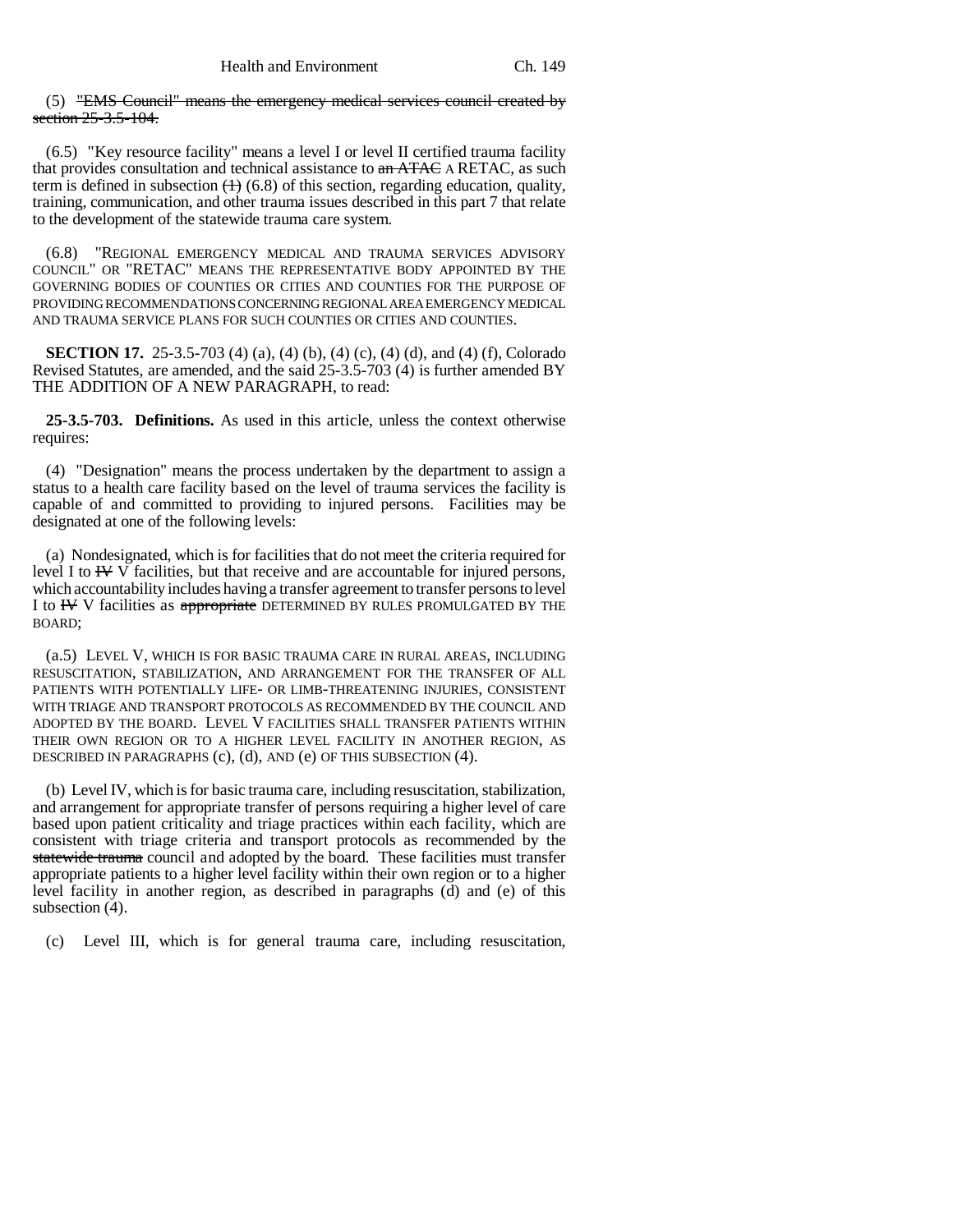(5) ~~"EMS Council" means the emergency medical services council created by section 25-3.5-104.~~

(6.5) "Key resource facility" means a level I or level II certified trauma facility that provides consultation and technical assistance to ~~an ATAC~~ A RETAC, as such term is defined in subsection ~~(1)~~ (6.8) of this section, regarding education, quality, training, communication, and other trauma issues described in this part 7 that relate to the development of the statewide trauma care system.

(6.8) "REGIONAL EMERGENCY MEDICAL AND TRAUMA SERVICES ADVISORY COUNCIL" OR "RETAC" MEANS THE REPRESENTATIVE BODY APPOINTED BY THE GOVERNING BODIES OF COUNTIES OR CITIES AND COUNTIES FOR THE PURPOSE OF PROVIDING RECOMMENDATIONS CONCERNING REGIONAL AREA EMERGENCY MEDICAL AND TRAUMA SERVICE PLANS FOR SUCH COUNTIES OR CITIES AND COUNTIES.

**SECTION 17.** 25-3.5-703 (4) (a), (4) (b), (4) (c), (4) (d), and (4) (f), Colorado Revised Statutes, are amended, and the said 25-3.5-703 (4) is further amended BY THE ADDITION OF A NEW PARAGRAPH, to read:

**25-3.5-703. Definitions.** As used in this article, unless the context otherwise requires:

(4) "Designation" means the process undertaken by the department to assign a status to a health care facility based on the level of trauma services the facility is capable of and committed to providing to injured persons. Facilities may be designated at one of the following levels:

(a) Nondesignated, which is for facilities that do not meet the criteria required for level I to ~~IV~~ V facilities, but that receive and are accountable for injured persons, which accountability includes having a transfer agreement to transfer persons to level I to ~~IV~~ V facilities as ~~appropriate~~ DETERMINED BY RULES PROMULGATED BY THE BOARD;

(a.5) LEVEL V, WHICH IS FOR BASIC TRAUMA CARE IN RURAL AREAS, INCLUDING RESUSCITATION, STABILIZATION, AND ARRANGEMENT FOR THE TRANSFER OF ALL PATIENTS WITH POTENTIALLY LIFE- OR LIMB-THREATENING INJURIES, CONSISTENT WITH TRIAGE AND TRANSPORT PROTOCOLS AS RECOMMENDED BY THE COUNCIL AND ADOPTED BY THE BOARD. LEVEL V FACILITIES SHALL TRANSFER PATIENTS WITHIN THEIR OWN REGION OR TO A HIGHER LEVEL FACILITY IN ANOTHER REGION, AS DESCRIBED IN PARAGRAPHS (c), (d), AND (e) OF THIS SUBSECTION (4).

(b) Level IV, which is for basic trauma care, including resuscitation, stabilization, and arrangement for appropriate transfer of persons requiring a higher level of care based upon patient criticality and triage practices within each facility, which are consistent with triage criteria and transport protocols as recommended by the ~~statewide trauma~~ council and adopted by the board. These facilities must transfer appropriate patients to a higher level facility within their own region or to a higher level facility in another region, as described in paragraphs (d) and (e) of this subsection (4).

(c) Level III, which is for general trauma care, including resuscitation,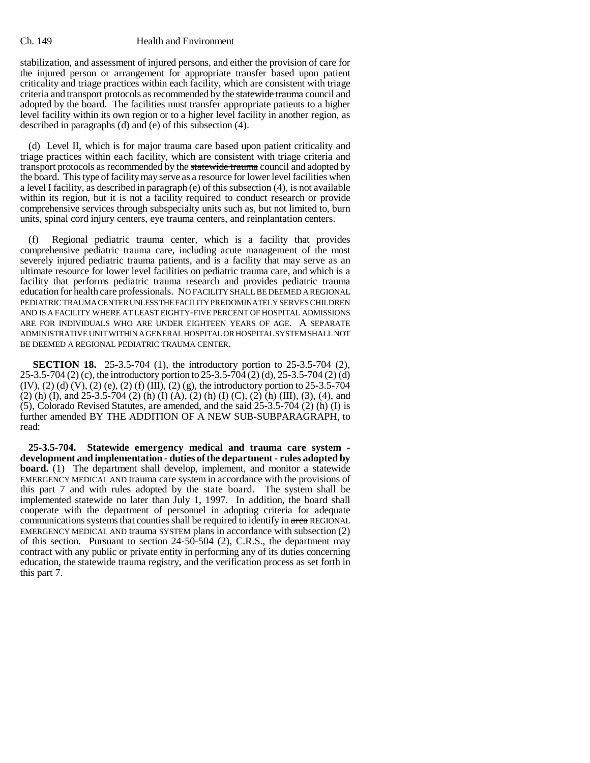stabilization, and assessment of injured persons, and either the provision of care for the injured person or arrangement for appropriate transfer based upon patient criticality and triage practices within each facility, which are consistent with triage criteria and transport protocols as recommended by the ~~statewide trauma~~ council and adopted by the board. The facilities must transfer appropriate patients to a higher level facility within its own region or to a higher level facility in another region, as described in paragraphs (d) and (e) of this subsection (4).

(d) Level II, which is for major trauma care based upon patient criticality and triage practices within each facility, which are consistent with triage criteria and transport protocols as recommended by the ~~statewide trauma~~ council and adopted by the board. This type of facility may serve as a resource for lower level facilities when a level I facility, as described in paragraph (e) of this subsection (4), is not available within its region, but it is not a facility required to conduct research or provide comprehensive services through subspecialty units such as, but not limited to, burn units, spinal cord injury centers, eye trauma centers, and reinplantation centers.

(f) Regional pediatric trauma center, which is a facility that provides comprehensive pediatric trauma care, including acute management of the most severely injured pediatric trauma patients, and is a facility that may serve as an ultimate resource for lower level facilities on pediatric trauma care, and which is a facility that performs pediatric trauma research and provides pediatric trauma education for health care professionals. NO FACILITY SHALL BE DEEMED A REGIONAL PEDIATRIC TRAUMA CENTER UNLESS THE FACILITY PREDOMINATELY SERVES CHILDREN AND IS A FACILITY WHERE AT LEAST EIGHTY-FIVE PERCENT OF HOSPITAL ADMISSIONS ARE FOR INDIVIDUALS WHO ARE UNDER EIGHTEEN YEARS OF AGE. A SEPARATE ADMINISTRATIVE UNIT WITHIN A GENERAL HOSPITAL OR HOSPITAL SYSTEM SHALL NOT BE DEEMED A REGIONAL PEDIATRIC TRAUMA CENTER.

**SECTION 18.** 25-3.5-704 (1), the introductory portion to 25-3.5-704 (2), 25-3.5-704 (2) (c), the introductory portion to 25-3.5-704 (2) (d), 25-3.5-704 (2) (d) (IV), (2) (d) (V), (2) (e), (2) (f) (III), (2) (g), the introductory portion to 25-3.5-704 (2) (h) (I), and 25-3.5-704 (2) (h) (I) (A), (2) (h) (I) (C), (2) (h) (III), (3), (4), and (5), Colorado Revised Statutes, are amended, and the said 25-3.5-704 (2) (h) (I) is further amended BY THE ADDITION OF A NEW SUB-SUBPARAGRAPH, to read:

**25-3.5-704. Statewide emergency medical and trauma care system - development and implementation - duties of the department - rules adopted by board.** (1) The department shall develop, implement, and monitor a statewide EMERGENCY MEDICAL AND trauma care system in accordance with the provisions of this part 7 and with rules adopted by the state board. The system shall be implemented statewide no later than July 1, 1997. In addition, the board shall cooperate with the department of personnel in adopting criteria for adequate communications systems that counties shall be required to identify in ~~area~~ REGIONAL EMERGENCY MEDICAL AND trauma SYSTEM plans in accordance with subsection (2) of this section. Pursuant to section 24-50-504 (2), C.R.S., the department may contract with any public or private entity in performing any of its duties concerning education, the statewide trauma registry, and the verification process as set forth in this part 7.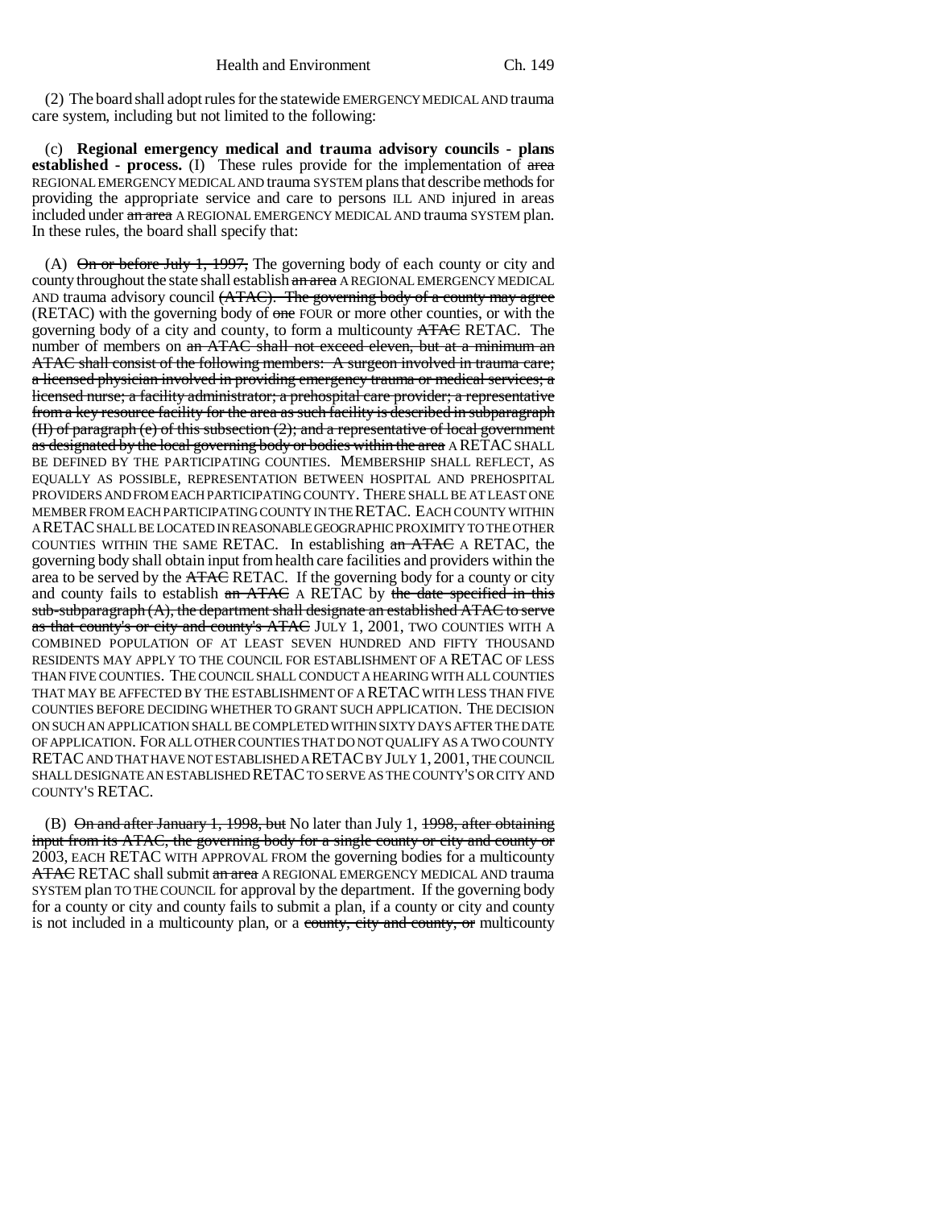(2) The board shall adopt rules for the statewide EMERGENCY MEDICAL AND trauma care system, including but not limited to the following:

(c) **Regional emergency medical and trauma advisory councils - plans established - process.** (I) These rules provide for the implementation of ~~area~~ REGIONAL EMERGENCY MEDICAL AND trauma SYSTEM plans that describe methods for providing the appropriate service and care to persons ILL AND injured in areas included under ~~an area~~ A REGIONAL EMERGENCY MEDICAL AND trauma SYSTEM plan. In these rules, the board shall specify that:

(A) ~~On or before July 1, 1997,~~ The governing body of each county or city and county throughout the state shall establish ~~an area~~ A REGIONAL EMERGENCY MEDICAL AND trauma advisory council ~~(ATAC). The governing body of a county may agree~~ (RETAC) with the governing body of ~~one~~ FOUR or more other counties, or with the governing body of a city and county, to form a multicounty ~~ATAC~~ RETAC. The number of members on ~~an ATAC shall not exceed eleven, but at a minimum an ATAC shall consist of the following members: A surgeon involved in trauma care; a licensed physician involved in providing emergency trauma or medical services; a licensed nurse; a facility administrator; a prehospital care provider; a representative from a key resource facility for the area as such facility is described in subparagraph (II) of paragraph (e) of this subsection (2); and a representative of local government as designated by the local governing body or bodies within the area~~ A RETAC SHALL BE DEFINED BY THE PARTICIPATING COUNTIES. MEMBERSHIP SHALL REFLECT, AS EQUALLY AS POSSIBLE, REPRESENTATION BETWEEN HOSPITAL AND PREHOSPITAL PROVIDERS AND FROM EACH PARTICIPATING COUNTY. THERE SHALL BE AT LEAST ONE MEMBER FROM EACH PARTICIPATING COUNTY IN THE RETAC. EACH COUNTY WITHIN A RETAC SHALL BE LOCATED IN REASONABLE GEOGRAPHIC PROXIMITY TO THE OTHER COUNTIES WITHIN THE SAME RETAC. In establishing ~~an ATAC~~ A RETAC, the governing body shall obtain input from health care facilities and providers within the area to be served by the ~~ATAC~~ RETAC. If the governing body for a county or city and county fails to establish ~~an ATAC~~ A RETAC by ~~the date specified in this sub-subparagraph (A), the department shall designate an established ATAC to serve as that county's or city and county's ATAC~~ JULY 1, 2001, TWO COUNTIES WITH A COMBINED POPULATION OF AT LEAST SEVEN HUNDRED AND FIFTY THOUSAND RESIDENTS MAY APPLY TO THE COUNCIL FOR ESTABLISHMENT OF A RETAC OF LESS THAN FIVE COUNTIES. THE COUNCIL SHALL CONDUCT A HEARING WITH ALL COUNTIES THAT MAY BE AFFECTED BY THE ESTABLISHMENT OF A RETAC WITH LESS THAN FIVE COUNTIES BEFORE DECIDING WHETHER TO GRANT SUCH APPLICATION. THE DECISION ON SUCH AN APPLICATION SHALL BE COMPLETED WITHIN SIXTY DAYS AFTER THE DATE OF APPLICATION. FOR ALL OTHER COUNTIES THAT DO NOT QUALIFY AS A TWO COUNTY RETAC AND THAT HAVE NOT ESTABLISHED A RETAC BY JULY 1, 2001, THE COUNCIL SHALL DESIGNATE AN ESTABLISHED RETAC TO SERVE AS THE COUNTY'S OR CITY AND COUNTY'S RETAC.

(B) ~~On and after January 1, 1998, but~~ No later than July 1, ~~1998, after obtaining input from its ATAC, the governing body for a single county or city and county or~~ 2003, EACH RETAC WITH APPROVAL FROM the governing bodies for a multicounty ~~ATAC~~ RETAC shall submit ~~an area~~ A REGIONAL EMERGENCY MEDICAL AND trauma SYSTEM plan TO THE COUNCIL for approval by the department. If the governing body for a county or city and county fails to submit a plan, if a county or city and county is not included in a multicounty plan, or a ~~county, city and county, or~~ multicounty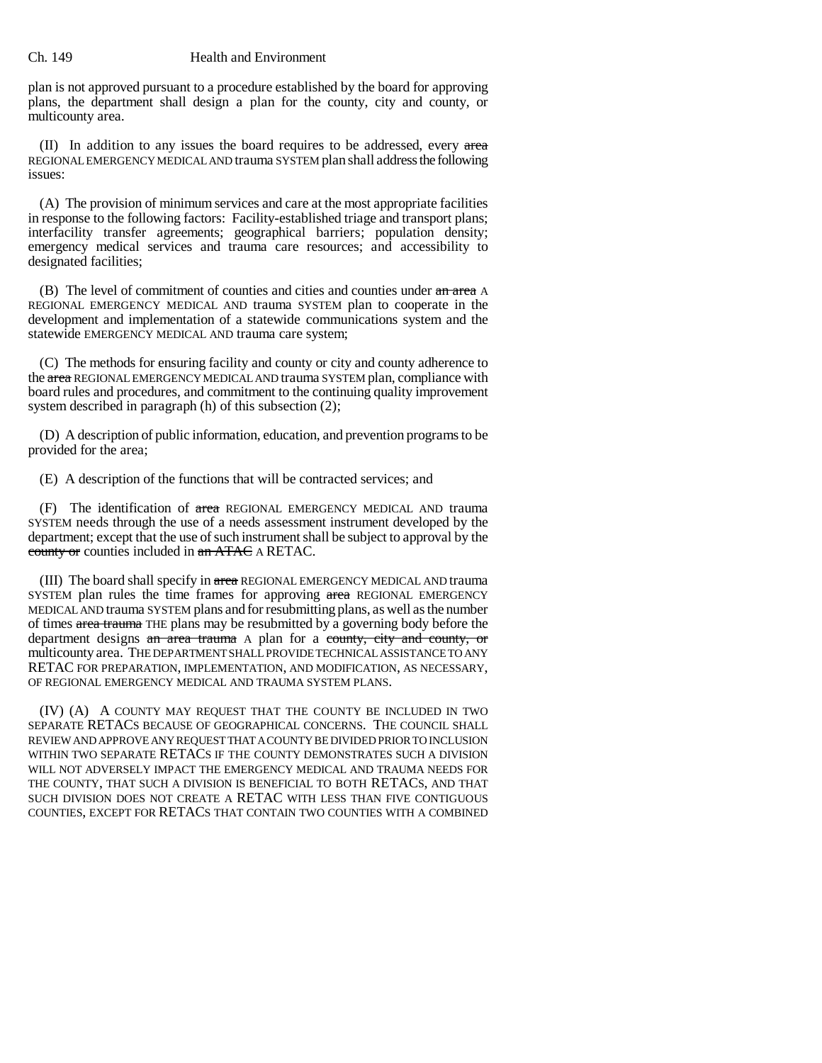plan is not approved pursuant to a procedure established by the board for approving plans, the department shall design a plan for the county, city and county, or multicounty area.

(II) In addition to any issues the board requires to be addressed, every ~~area~~ REGIONAL EMERGENCY MEDICAL AND trauma SYSTEM plan shall address the following issues:

(A) The provision of minimum services and care at the most appropriate facilities in response to the following factors: Facility-established triage and transport plans; interfacility transfer agreements; geographical barriers; population density; emergency medical services and trauma care resources; and accessibility to designated facilities;

(B) The level of commitment of counties and cities and counties under ~~an area~~ A REGIONAL EMERGENCY MEDICAL AND trauma SYSTEM plan to cooperate in the development and implementation of a statewide communications system and the statewide EMERGENCY MEDICAL AND trauma care system;

(C) The methods for ensuring facility and county or city and county adherence to the ~~area~~ REGIONAL EMERGENCY MEDICAL AND trauma SYSTEM plan, compliance with board rules and procedures, and commitment to the continuing quality improvement system described in paragraph (h) of this subsection (2);

(D) A description of public information, education, and prevention programs to be provided for the area;

(E) A description of the functions that will be contracted services; and

(F) The identification of ~~area~~ REGIONAL EMERGENCY MEDICAL AND trauma SYSTEM needs through the use of a needs assessment instrument developed by the department; except that the use of such instrument shall be subject to approval by the ~~county or~~ counties included in ~~an ATAC~~ A RETAC.

(III) The board shall specify in ~~area~~ REGIONAL EMERGENCY MEDICAL AND trauma SYSTEM plan rules the time frames for approving ~~area~~ REGIONAL EMERGENCY MEDICAL AND trauma SYSTEM plans and for resubmitting plans, as well as the number of times ~~area trauma~~ THE plans may be resubmitted by a governing body before the department designs ~~an area trauma~~ A plan for a ~~county, city and county, or~~ multicounty area. THE DEPARTMENT SHALL PROVIDE TECHNICAL ASSISTANCE TO ANY RETAC FOR PREPARATION, IMPLEMENTATION, AND MODIFICATION, AS NECESSARY, OF REGIONAL EMERGENCY MEDICAL AND TRAUMA SYSTEM PLANS.

(IV) (A) A COUNTY MAY REQUEST THAT THE COUNTY BE INCLUDED IN TWO SEPARATE RETACS BECAUSE OF GEOGRAPHICAL CONCERNS. THE COUNCIL SHALL REVIEW AND APPROVE ANY REQUEST THAT A COUNTY BE DIVIDED PRIOR TO INCLUSION WITHIN TWO SEPARATE RETACS IF THE COUNTY DEMONSTRATES SUCH A DIVISION WILL NOT ADVERSELY IMPACT THE EMERGENCY MEDICAL AND TRAUMA NEEDS FOR THE COUNTY, THAT SUCH A DIVISION IS BENEFICIAL TO BOTH RETACS, AND THAT SUCH DIVISION DOES NOT CREATE A RETAC WITH LESS THAN FIVE CONTIGUOUS COUNTIES, EXCEPT FOR RETACS THAT CONTAIN TWO COUNTIES WITH A COMBINED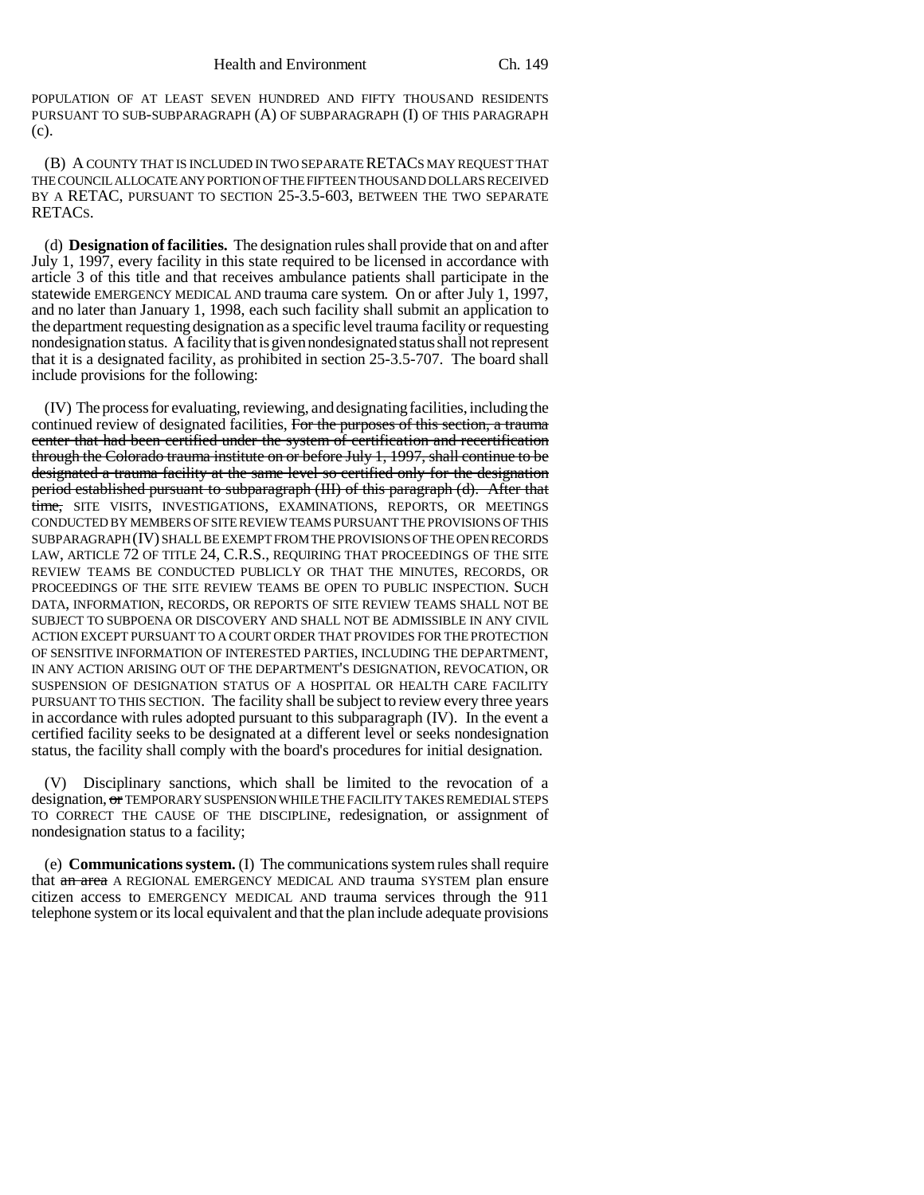POPULATION OF AT LEAST SEVEN HUNDRED AND FIFTY THOUSAND RESIDENTS PURSUANT TO SUB-SUBPARAGRAPH (A) OF SUBPARAGRAPH (I) OF THIS PARAGRAPH (c).

(B) A COUNTY THAT IS INCLUDED IN TWO SEPARATE RETACS MAY REQUEST THAT THE COUNCIL ALLOCATE ANY PORTION OF THE FIFTEEN THOUSAND DOLLARS RECEIVED BY A RETAC, PURSUANT TO SECTION 25-3.5-603, BETWEEN THE TWO SEPARATE RETACS.

(d) **Designation of facilities.** The designation rules shall provide that on and after July 1, 1997, every facility in this state required to be licensed in accordance with article 3 of this title and that receives ambulance patients shall participate in the statewide EMERGENCY MEDICAL AND trauma care system. On or after July 1, 1997, and no later than January 1, 1998, each such facility shall submit an application to the department requesting designation as a specific level trauma facility or requesting nondesignation status. A facility that is given nondesignated status shall not represent that it is a designated facility, as prohibited in section 25-3.5-707. The board shall include provisions for the following:

(IV) The process for evaluating, reviewing, and designating facilities, including the continued review of designated facilities, ~~For the purposes of this section, a trauma center that had been certified under the system of certification and recertification through the Colorado trauma institute on or before July 1, 1997, shall continue to be designated a trauma facility at the same level so certified only for the designation period established pursuant to subparagraph (III) of this paragraph (d). After that time,~~ SITE VISITS, INVESTIGATIONS, EXAMINATIONS, REPORTS, OR MEETINGS CONDUCTED BY MEMBERS OF SITE REVIEW TEAMS PURSUANT THE PROVISIONS OF THIS SUBPARAGRAPH (IV) SHALL BE EXEMPT FROM THE PROVISIONS OF THE OPEN RECORDS LAW, ARTICLE 72 OF TITLE 24, C.R.S., REQUIRING THAT PROCEEDINGS OF THE SITE REVIEW TEAMS BE CONDUCTED PUBLICLY OR THAT THE MINUTES, RECORDS, OR PROCEEDINGS OF THE SITE REVIEW TEAMS BE OPEN TO PUBLIC INSPECTION. SUCH DATA, INFORMATION, RECORDS, OR REPORTS OF SITE REVIEW TEAMS SHALL NOT BE SUBJECT TO SUBPOENA OR DISCOVERY AND SHALL NOT BE ADMISSIBLE IN ANY CIVIL ACTION EXCEPT PURSUANT TO A COURT ORDER THAT PROVIDES FOR THE PROTECTION OF SENSITIVE INFORMATION OF INTERESTED PARTIES, INCLUDING THE DEPARTMENT, IN ANY ACTION ARISING OUT OF THE DEPARTMENT'S DESIGNATION, REVOCATION, OR SUSPENSION OF DESIGNATION STATUS OF A HOSPITAL OR HEALTH CARE FACILITY PURSUANT TO THIS SECTION. The facility shall be subject to review every three years in accordance with rules adopted pursuant to this subparagraph (IV). In the event a certified facility seeks to be designated at a different level or seeks nondesignation status, the facility shall comply with the board's procedures for initial designation.

(V) Disciplinary sanctions, which shall be limited to the revocation of a designation, ~~or~~ TEMPORARY SUSPENSION WHILE THE FACILITY TAKES REMEDIAL STEPS TO CORRECT THE CAUSE OF THE DISCIPLINE, redesignation, or assignment of nondesignation status to a facility;

(e) **Communications system.** (I) The communications system rules shall require that ~~an area~~ A REGIONAL EMERGENCY MEDICAL AND trauma SYSTEM plan ensure citizen access to EMERGENCY MEDICAL AND trauma services through the 911 telephone system or its local equivalent and that the plan include adequate provisions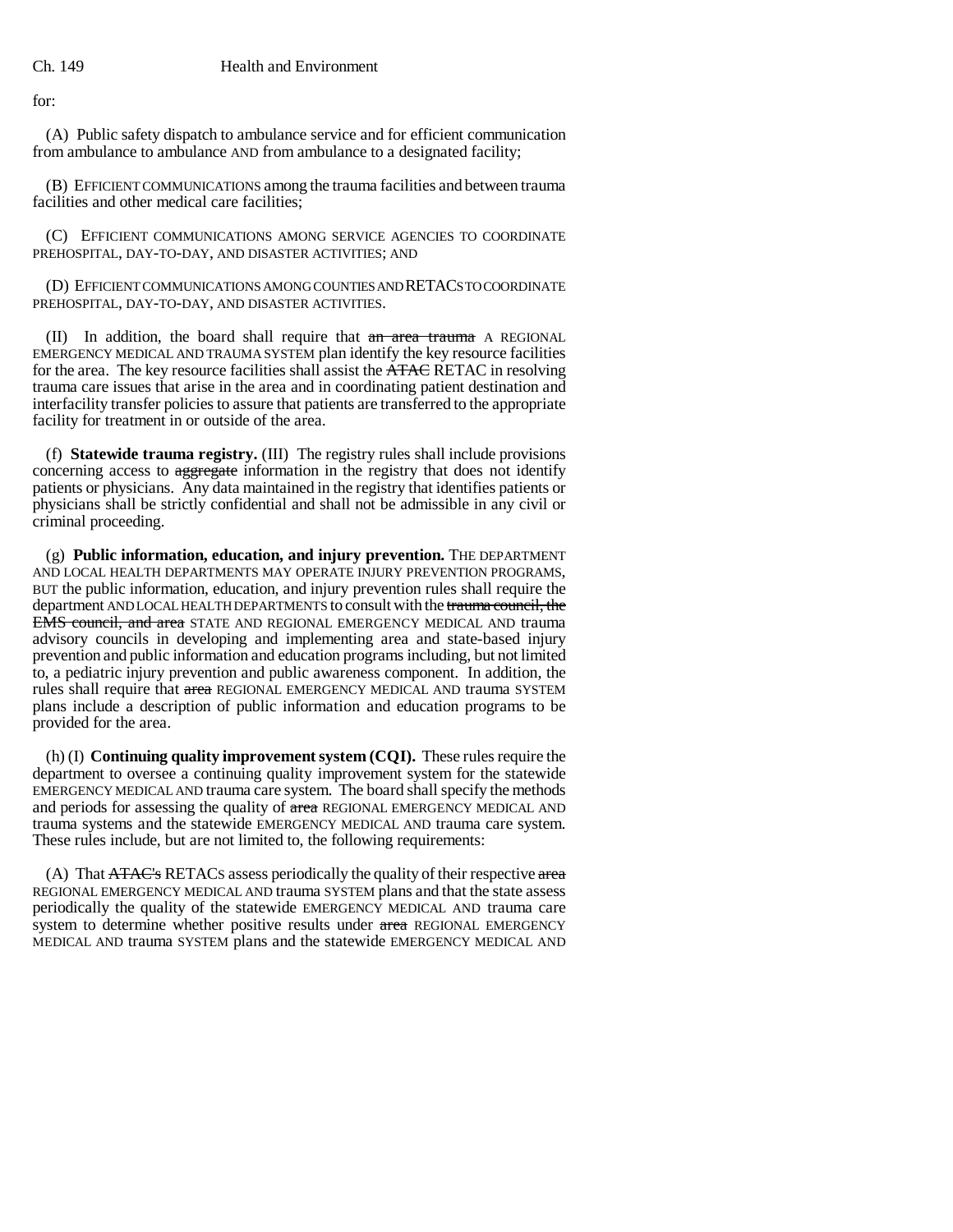for:

(A) Public safety dispatch to ambulance service and for efficient communication from ambulance to ambulance AND from ambulance to a designated facility;

(B) EFFICIENT COMMUNICATIONS among the trauma facilities and between trauma facilities and other medical care facilities;

(C) EFFICIENT COMMUNICATIONS AMONG SERVICE AGENCIES TO COORDINATE PREHOSPITAL, DAY-TO-DAY, AND DISASTER ACTIVITIES; AND

(D) EFFICIENT COMMUNICATIONS AMONG COUNTIES AND RETACS TO COORDINATE PREHOSPITAL, DAY-TO-DAY, AND DISASTER ACTIVITIES.

(II) In addition, the board shall require that ~~an area trauma~~ A REGIONAL EMERGENCY MEDICAL AND TRAUMA SYSTEM plan identify the key resource facilities for the area. The key resource facilities shall assist the ~~ATAC~~ RETAC in resolving trauma care issues that arise in the area and in coordinating patient destination and interfacility transfer policies to assure that patients are transferred to the appropriate facility for treatment in or outside of the area.

(f) **Statewide trauma registry.** (III) The registry rules shall include provisions concerning access to ~~aggregate~~ information in the registry that does not identify patients or physicians. Any data maintained in the registry that identifies patients or physicians shall be strictly confidential and shall not be admissible in any civil or criminal proceeding.

(g) **Public information, education, and injury prevention.** THE DEPARTMENT AND LOCAL HEALTH DEPARTMENTS MAY OPERATE INJURY PREVENTION PROGRAMS, BUT the public information, education, and injury prevention rules shall require the department AND LOCAL HEALTH DEPARTMENTS to consult with the ~~trauma council, the EMS council, and area~~ STATE AND REGIONAL EMERGENCY MEDICAL AND trauma advisory councils in developing and implementing area and state-based injury prevention and public information and education programs including, but not limited to, a pediatric injury prevention and public awareness component. In addition, the rules shall require that ~~area~~ REGIONAL EMERGENCY MEDICAL AND trauma SYSTEM plans include a description of public information and education programs to be provided for the area.

(h) (I) **Continuing quality improvement system (CQI).** These rules require the department to oversee a continuing quality improvement system for the statewide EMERGENCY MEDICAL AND trauma care system. The board shall specify the methods and periods for assessing the quality of ~~area~~ REGIONAL EMERGENCY MEDICAL AND trauma systems and the statewide EMERGENCY MEDICAL AND trauma care system. These rules include, but are not limited to, the following requirements:

(A) That ~~ATAC's~~ RETACS assess periodically the quality of their respective ~~area~~ REGIONAL EMERGENCY MEDICAL AND trauma SYSTEM plans and that the state assess periodically the quality of the statewide EMERGENCY MEDICAL AND trauma care system to determine whether positive results under ~~area~~ REGIONAL EMERGENCY MEDICAL AND trauma SYSTEM plans and the statewide EMERGENCY MEDICAL AND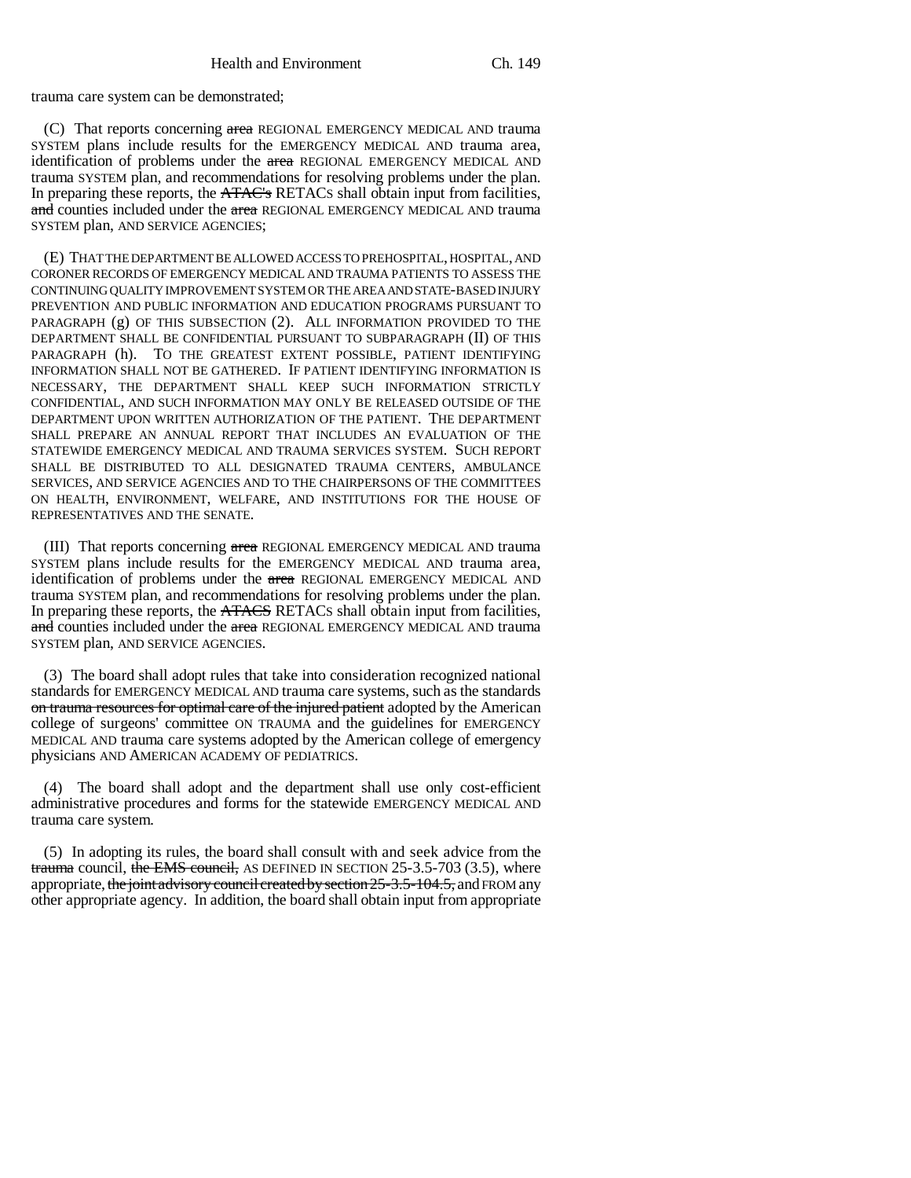trauma care system can be demonstrated;

(C) That reports concerning ~~area~~ REGIONAL EMERGENCY MEDICAL AND trauma SYSTEM plans include results for the EMERGENCY MEDICAL AND trauma area, identification of problems under the ~~area~~ REGIONAL EMERGENCY MEDICAL AND trauma SYSTEM plan, and recommendations for resolving problems under the plan. In preparing these reports, the ~~ATAC's~~ RETACS shall obtain input from facilities, ~~and~~ counties included under the ~~area~~ REGIONAL EMERGENCY MEDICAL AND trauma SYSTEM plan, AND SERVICE AGENCIES;

(E) THAT THE DEPARTMENT BE ALLOWED ACCESS TO PREHOSPITAL, HOSPITAL, AND CORONER RECORDS OF EMERGENCY MEDICAL AND TRAUMA PATIENTS TO ASSESS THE CONTINUING QUALITY IMPROVEMENT SYSTEM OR THE AREA AND STATE-BASED INJURY PREVENTION AND PUBLIC INFORMATION AND EDUCATION PROGRAMS PURSUANT TO PARAGRAPH (g) OF THIS SUBSECTION (2). ALL INFORMATION PROVIDED TO THE DEPARTMENT SHALL BE CONFIDENTIAL PURSUANT TO SUBPARAGRAPH (II) OF THIS PARAGRAPH (h). TO THE GREATEST EXTENT POSSIBLE, PATIENT IDENTIFYING INFORMATION SHALL NOT BE GATHERED. IF PATIENT IDENTIFYING INFORMATION IS NECESSARY, THE DEPARTMENT SHALL KEEP SUCH INFORMATION STRICTLY CONFIDENTIAL, AND SUCH INFORMATION MAY ONLY BE RELEASED OUTSIDE OF THE DEPARTMENT UPON WRITTEN AUTHORIZATION OF THE PATIENT. THE DEPARTMENT SHALL PREPARE AN ANNUAL REPORT THAT INCLUDES AN EVALUATION OF THE STATEWIDE EMERGENCY MEDICAL AND TRAUMA SERVICES SYSTEM. SUCH REPORT SHALL BE DISTRIBUTED TO ALL DESIGNATED TRAUMA CENTERS, AMBULANCE SERVICES, AND SERVICE AGENCIES AND TO THE CHAIRPERSONS OF THE COMMITTEES ON HEALTH, ENVIRONMENT, WELFARE, AND INSTITUTIONS FOR THE HOUSE OF REPRESENTATIVES AND THE SENATE.

(III) That reports concerning ~~area~~ REGIONAL EMERGENCY MEDICAL AND trauma SYSTEM plans include results for the EMERGENCY MEDICAL AND trauma area, identification of problems under the ~~area~~ REGIONAL EMERGENCY MEDICAL AND trauma SYSTEM plan, and recommendations for resolving problems under the plan. In preparing these reports, the ~~ATACS~~ RETACS shall obtain input from facilities, ~~and~~ counties included under the ~~area~~ REGIONAL EMERGENCY MEDICAL AND trauma SYSTEM plan, AND SERVICE AGENCIES.

(3) The board shall adopt rules that take into consideration recognized national standards for EMERGENCY MEDICAL AND trauma care systems, such as the standards ~~on trauma resources for optimal care of the injured patient~~ adopted by the American college of surgeons' committee ON TRAUMA and the guidelines for EMERGENCY MEDICAL AND trauma care systems adopted by the American college of emergency physicians AND AMERICAN ACADEMY OF PEDIATRICS.

(4) The board shall adopt and the department shall use only cost-efficient administrative procedures and forms for the statewide EMERGENCY MEDICAL AND trauma care system.

(5) In adopting its rules, the board shall consult with and seek advice from the ~~trauma~~ council, ~~the EMS council,~~ AS DEFINED IN SECTION 25-3.5-703 (3.5), where appropriate, ~~the joint advisory council created by section 25-3.5-104.5,~~ and FROM any other appropriate agency. In addition, the board shall obtain input from appropriate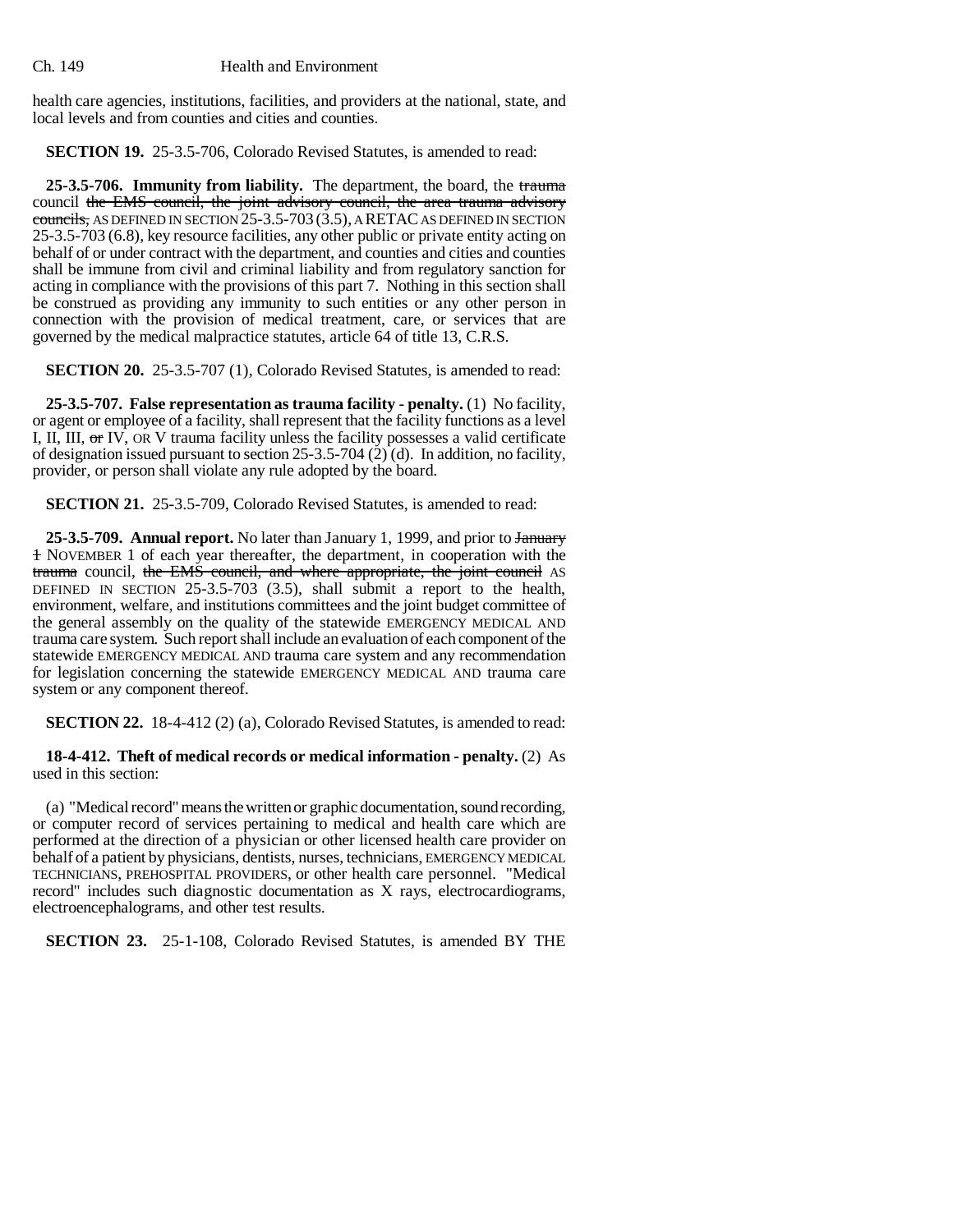health care agencies, institutions, facilities, and providers at the national, state, and local levels and from counties and cities and counties.

**SECTION 19.** 25-3.5-706, Colorado Revised Statutes, is amended to read:

**25-3.5-706. Immunity from liability.** The department, the board, the ~~trauma~~ council ~~the EMS council, the joint advisory council, the area trauma advisory councils,~~ AS DEFINED IN SECTION 25-3.5-703 (3.5), A RETAC AS DEFINED IN SECTION 25-3.5-703 (6.8), key resource facilities, any other public or private entity acting on behalf of or under contract with the department, and counties and cities and counties shall be immune from civil and criminal liability and from regulatory sanction for acting in compliance with the provisions of this part 7. Nothing in this section shall be construed as providing any immunity to such entities or any other person in connection with the provision of medical treatment, care, or services that are governed by the medical malpractice statutes, article 64 of title 13, C.R.S.

**SECTION 20.** 25-3.5-707 (1), Colorado Revised Statutes, is amended to read:

**25-3.5-707. False representation as trauma facility - penalty.** (1) No facility, or agent or employee of a facility, shall represent that the facility functions as a level I, II, III, ~~or~~ IV, OR V trauma facility unless the facility possesses a valid certificate of designation issued pursuant to section 25-3.5-704 (2) (d). In addition, no facility, provider, or person shall violate any rule adopted by the board.

**SECTION 21.** 25-3.5-709, Colorado Revised Statutes, is amended to read:

**25-3.5-709. Annual report.** No later than January 1, 1999, and prior to ~~January 1~~ NOVEMBER 1 of each year thereafter, the department, in cooperation with the ~~trauma~~ council, ~~the EMS council, and where appropriate, the joint council~~ AS DEFINED IN SECTION 25-3.5-703 (3.5), shall submit a report to the health, environment, welfare, and institutions committees and the joint budget committee of the general assembly on the quality of the statewide EMERGENCY MEDICAL AND trauma care system. Such report shall include an evaluation of each component of the statewide EMERGENCY MEDICAL AND trauma care system and any recommendation for legislation concerning the statewide EMERGENCY MEDICAL AND trauma care system or any component thereof.

**SECTION 22.** 18-4-412 (2) (a), Colorado Revised Statutes, is amended to read:

**18-4-412. Theft of medical records or medical information - penalty.** (2) As used in this section:

(a) "Medical record" means the written or graphic documentation, sound recording, or computer record of services pertaining to medical and health care which are performed at the direction of a physician or other licensed health care provider on behalf of a patient by physicians, dentists, nurses, technicians, EMERGENCY MEDICAL TECHNICIANS, PREHOSPITAL PROVIDERS, or other health care personnel. "Medical record" includes such diagnostic documentation as X rays, electrocardiograms, electroencephalograms, and other test results.

**SECTION 23.** 25-1-108, Colorado Revised Statutes, is amended BY THE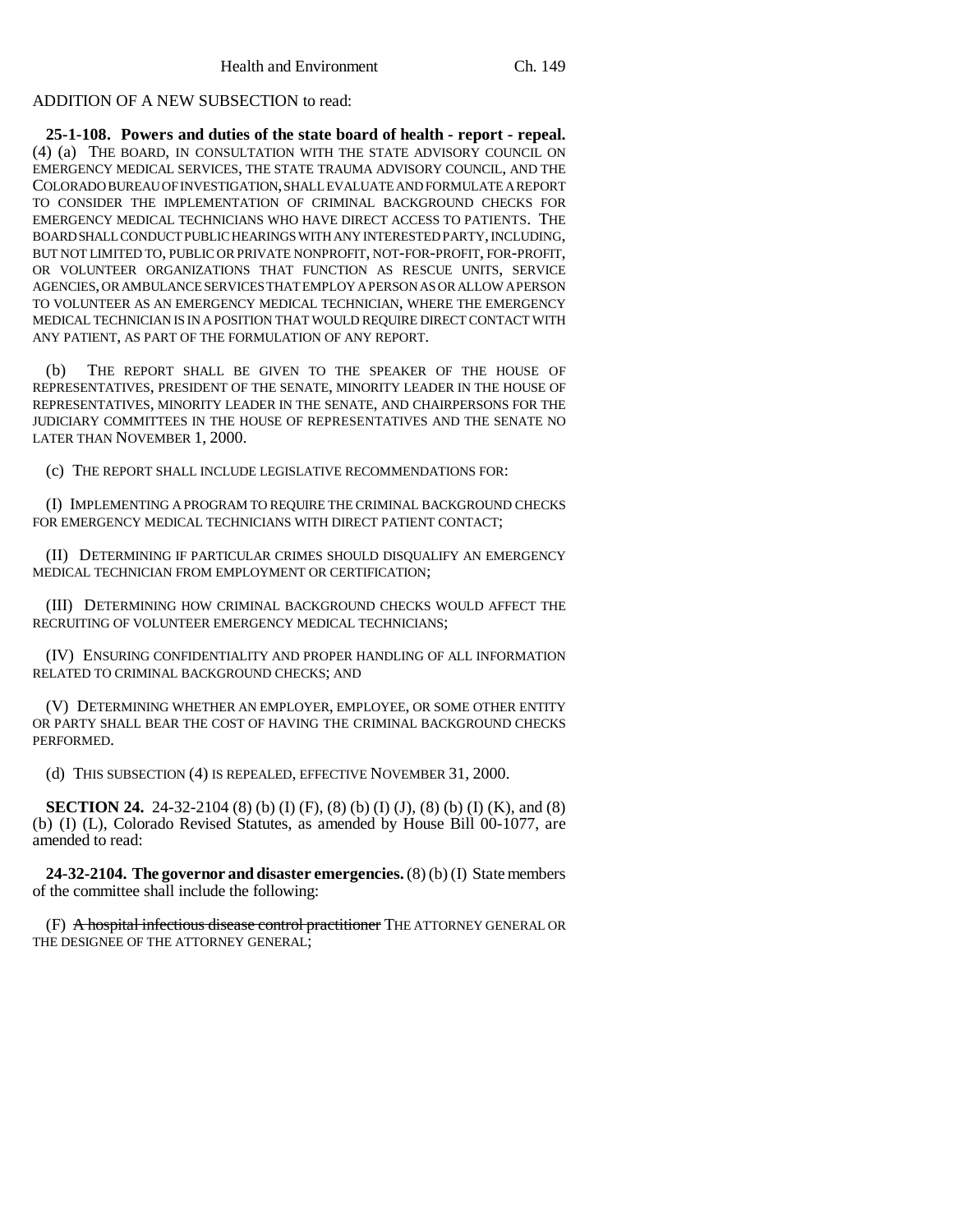ADDITION OF A NEW SUBSECTION to read:

**25-1-108. Powers and duties of the state board of health - report - repeal.** (4) (a) THE BOARD, IN CONSULTATION WITH THE STATE ADVISORY COUNCIL ON EMERGENCY MEDICAL SERVICES, THE STATE TRAUMA ADVISORY COUNCIL, AND THE COLORADO BUREAU OF INVESTIGATION, SHALL EVALUATE AND FORMULATE A REPORT TO CONSIDER THE IMPLEMENTATION OF CRIMINAL BACKGROUND CHECKS FOR EMERGENCY MEDICAL TECHNICIANS WHO HAVE DIRECT ACCESS TO PATIENTS. THE BOARD SHALL CONDUCT PUBLIC HEARINGS WITH ANY INTERESTED PARTY, INCLUDING, BUT NOT LIMITED TO, PUBLIC OR PRIVATE NONPROFIT, NOT-FOR-PROFIT, FOR-PROFIT, OR VOLUNTEER ORGANIZATIONS THAT FUNCTION AS RESCUE UNITS, SERVICE AGENCIES, OR AMBULANCE SERVICES THAT EMPLOY A PERSON AS OR ALLOW A PERSON TO VOLUNTEER AS AN EMERGENCY MEDICAL TECHNICIAN, WHERE THE EMERGENCY MEDICAL TECHNICIAN IS IN A POSITION THAT WOULD REQUIRE DIRECT CONTACT WITH ANY PATIENT, AS PART OF THE FORMULATION OF ANY REPORT.

(b) THE REPORT SHALL BE GIVEN TO THE SPEAKER OF THE HOUSE OF REPRESENTATIVES, PRESIDENT OF THE SENATE, MINORITY LEADER IN THE HOUSE OF REPRESENTATIVES, MINORITY LEADER IN THE SENATE, AND CHAIRPERSONS FOR THE JUDICIARY COMMITTEES IN THE HOUSE OF REPRESENTATIVES AND THE SENATE NO LATER THAN NOVEMBER 1, 2000.

(c) THE REPORT SHALL INCLUDE LEGISLATIVE RECOMMENDATIONS FOR:

(I) IMPLEMENTING A PROGRAM TO REQUIRE THE CRIMINAL BACKGROUND CHECKS FOR EMERGENCY MEDICAL TECHNICIANS WITH DIRECT PATIENT CONTACT;

(II) DETERMINING IF PARTICULAR CRIMES SHOULD DISQUALIFY AN EMERGENCY MEDICAL TECHNICIAN FROM EMPLOYMENT OR CERTIFICATION;

(III) DETERMINING HOW CRIMINAL BACKGROUND CHECKS WOULD AFFECT THE RECRUITING OF VOLUNTEER EMERGENCY MEDICAL TECHNICIANS;

(IV) ENSURING CONFIDENTIALITY AND PROPER HANDLING OF ALL INFORMATION RELATED TO CRIMINAL BACKGROUND CHECKS; AND

(V) DETERMINING WHETHER AN EMPLOYER, EMPLOYEE, OR SOME OTHER ENTITY OR PARTY SHALL BEAR THE COST OF HAVING THE CRIMINAL BACKGROUND CHECKS PERFORMED.

(d) THIS SUBSECTION (4) IS REPEALED, EFFECTIVE NOVEMBER 31, 2000.

**SECTION 24.** 24-32-2104 (8) (b) (I) (F), (8) (b) (I) (J), (8) (b) (I) (K), and (8) (b) (I) (L), Colorado Revised Statutes, as amended by House Bill 00-1077, are amended to read:

**24-32-2104. The governor and disaster emergencies.** (8) (b) (I) State members of the committee shall include the following:

(F) ~~A hospital infectious disease control practitioner~~ THE ATTORNEY GENERAL OR THE DESIGNEE OF THE ATTORNEY GENERAL;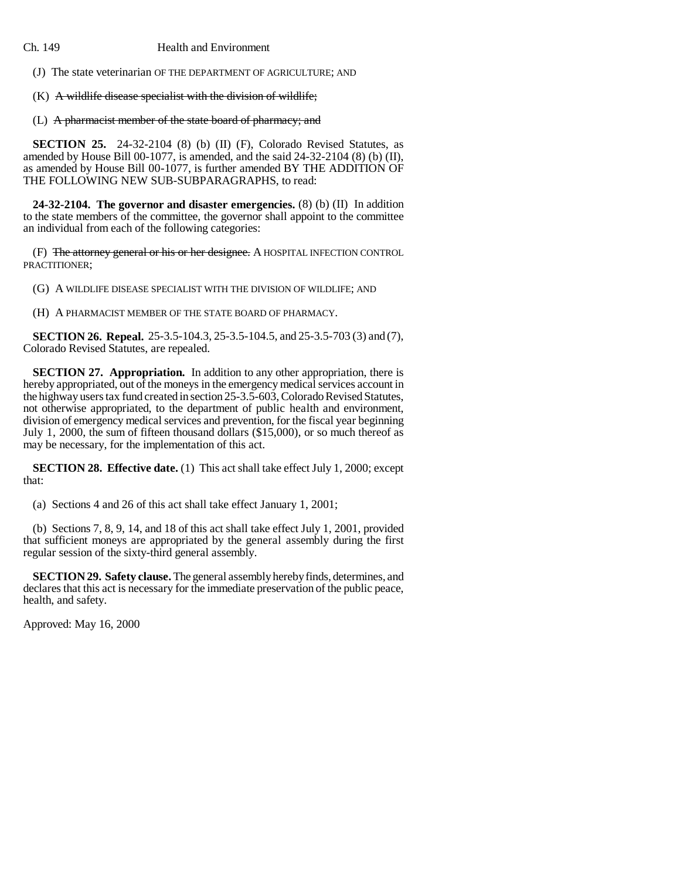(J) The state veterinarian OF THE DEPARTMENT OF AGRICULTURE; AND

(K) ~~A wildlife disease specialist with the division of wildlife;~~

(L) ~~A pharmacist member of the state board of pharmacy; and~~

**SECTION 25.** 24-32-2104 (8) (b) (II) (F), Colorado Revised Statutes, as amended by House Bill 00-1077, is amended, and the said 24-32-2104 (8) (b) (II), as amended by House Bill 00-1077, is further amended BY THE ADDITION OF THE FOLLOWING NEW SUB-SUBPARAGRAPHS, to read:

**24-32-2104. The governor and disaster emergencies.** (8) (b) (II) In addition to the state members of the committee, the governor shall appoint to the committee an individual from each of the following categories:

(F) ~~The attorney general or his or her designee.~~ A HOSPITAL INFECTION CONTROL PRACTITIONER;

(G) A WILDLIFE DISEASE SPECIALIST WITH THE DIVISION OF WILDLIFE; AND

(H) A PHARMACIST MEMBER OF THE STATE BOARD OF PHARMACY.

**SECTION 26. Repeal.** 25-3.5-104.3, 25-3.5-104.5, and 25-3.5-703 (3) and (7), Colorado Revised Statutes, are repealed.

**SECTION 27. Appropriation.** In addition to any other appropriation, there is hereby appropriated, out of the moneys in the emergency medical services account in the highway users tax fund created in section 25-3.5-603, Colorado Revised Statutes, not otherwise appropriated, to the department of public health and environment, division of emergency medical services and prevention, for the fiscal year beginning July 1, 2000, the sum of fifteen thousand dollars ($15,000), or so much thereof as may be necessary, for the implementation of this act.

**SECTION 28. Effective date.** (1) This act shall take effect July 1, 2000; except that:

(a) Sections 4 and 26 of this act shall take effect January 1, 2001;

(b) Sections 7, 8, 9, 14, and 18 of this act shall take effect July 1, 2001, provided that sufficient moneys are appropriated by the general assembly during the first regular session of the sixty-third general assembly.

**SECTION 29. Safety clause.** The general assembly hereby finds, determines, and declares that this act is necessary for the immediate preservation of the public peace, health, and safety.

Approved: May 16, 2000